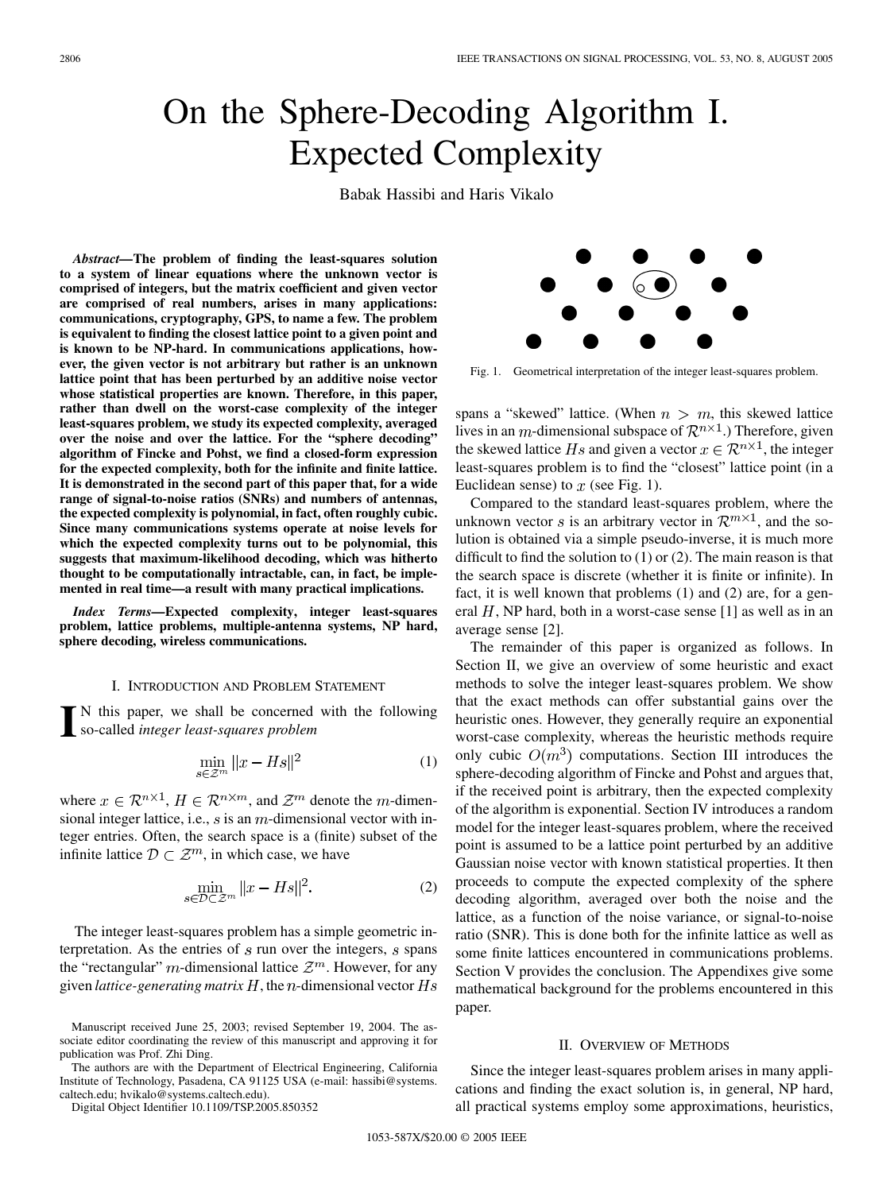# On the Sphere-Decoding Algorithm I. Expected Complexity

Babak Hassibi and Haris Vikalo

***Abstract*—The problem of finding the least-squares solution to a system of linear equations where the unknown vector is comprised of integers, but the matrix coefficient and given vector are comprised of real numbers, arises in many applications: communications, cryptography, GPS, to name a few. The problem is equivalent to finding the closest lattice point to a given point and is known to be NP-hard. In communications applications, however, the given vector is not arbitrary but rather is an unknown lattice point that has been perturbed by an additive noise vector whose statistical properties are known. Therefore, in this paper, rather than dwell on the worst-case complexity of the integer least-squares problem, we study its expected complexity, averaged over the noise and over the lattice. For the "sphere decoding" algorithm of Fincke and Pohst, we find a closed-form expression for the expected complexity, both for the infinite and finite lattice. It is demonstrated in the second part of this paper that, for a wide range of signal-to-noise ratios (SNRs) and numbers of antennas, the expected complexity is polynomial, in fact, often roughly cubic. Since many communications systems operate at noise levels for which the expected complexity turns out to be polynomial, this suggests that maximum-likelihood decoding, which was hitherto thought to be computationally intractable, can, in fact, be implemented in real time—a result with many practical implications.**

***Index Terms*—Expected complexity, integer least-squares problem, lattice problems, multiple-antenna systems, NP hard, sphere decoding, wireless communications.**

## I. Introduction and Problem Statement

In this paper, we shall be concerned with the following so-called *integer least-squares problem*

$$\min_{s \in \mathcal{Z}^m} \|x - Hs\|^2 \tag{1}$$

where $x \in \mathcal{R}^{n \times 1}$, $H \in \mathcal{R}^{n \times m}$, and $\mathcal{Z}^m$ denote the $m$-dimensional integer lattice, i.e., $s$ is an $m$-dimensional vector with integer entries. Often, the search space is a (finite) subset of the infinite lattice $\mathcal{D} \subset \mathcal{Z}^m$, in which case, we have

$$\min_{s \in \mathcal{D} \subset \mathcal{Z}^m} \|x - Hs\|^2. \tag{2}$$

The integer least-squares problem has a simple geometric interpretation. As the entries of $s$ run over the integers, $s$ spans the "rectangular" $m$-dimensional lattice $\mathcal{Z}^m$. However, for any given *lattice-generating matrix* $H$, the $n$-dimensional vector $Hs$ spans a "skewed" lattice. (When $n > m$, this skewed lattice lives in an $m$-dimensional subspace of $\mathcal{R}^{n \times 1}$.) Therefore, given the skewed lattice $Hs$ and given a vector $x \in \mathcal{R}^{n \times 1}$, the integer least-squares problem is to find the "closest" lattice point (in a Euclidean sense) to $x$ (see Fig. 1).

Fig. 1. Geometrical interpretation of the integer least-squares problem.

Compared to the standard least-squares problem, where the unknown vector $s$ is an arbitrary vector in $\mathcal{R}^{m \times 1}$, and the solution is obtained via a simple pseudo-inverse, it is much more difficult to find the solution to (1) or (2). The main reason is that the search space is discrete (whether it is finite or infinite). In fact, it is well known that problems (1) and (2) are, for a general $H$, NP hard, both in a worst-case sense [1] as well as in an average sense [2].

The remainder of this paper is organized as follows. In Section II, we give an overview of some heuristic and exact methods to solve the integer least-squares problem. We show that the exact methods can offer substantial gains over the heuristic ones. However, they generally require an exponential worst-case complexity, whereas the heuristic methods require only cubic $O(m^3)$ computations. Section III introduces the sphere-decoding algorithm of Fincke and Pohst and argues that, if the received point is arbitrary, then the expected complexity of the algorithm is exponential. Section IV introduces a random model for the integer least-squares problem, where the received point is assumed to be a lattice point perturbed by an additive Gaussian noise vector with known statistical properties. It then proceeds to compute the expected complexity of the sphere decoding algorithm, averaged over both the noise and the lattice, as a function of the noise variance, or signal-to-noise ratio (SNR). This is done both for the infinite lattice as well as some finite lattices encountered in communications problems. Section V provides the conclusion. The Appendixes give some mathematical background for the problems encountered in this paper.

## II. Overview of Methods

Since the integer least-squares problem arises in many applications and finding the exact solution is, in general, NP hard, all practical systems employ some approximations, heuristics,

Manuscript received June 25, 2003; revised September 19, 2004. The associate editor coordinating the review of this manuscript and approving it for publication was Prof. Zhi Ding.

The authors are with the Department of Electrical Engineering, California Institute of Technology, Pasadena, CA 91125 USA (e-mail: hassibi@systems.caltech.edu; hvikalo@systems.caltech.edu).

Digital Object Identifier 10.1109/TSP.2005.850352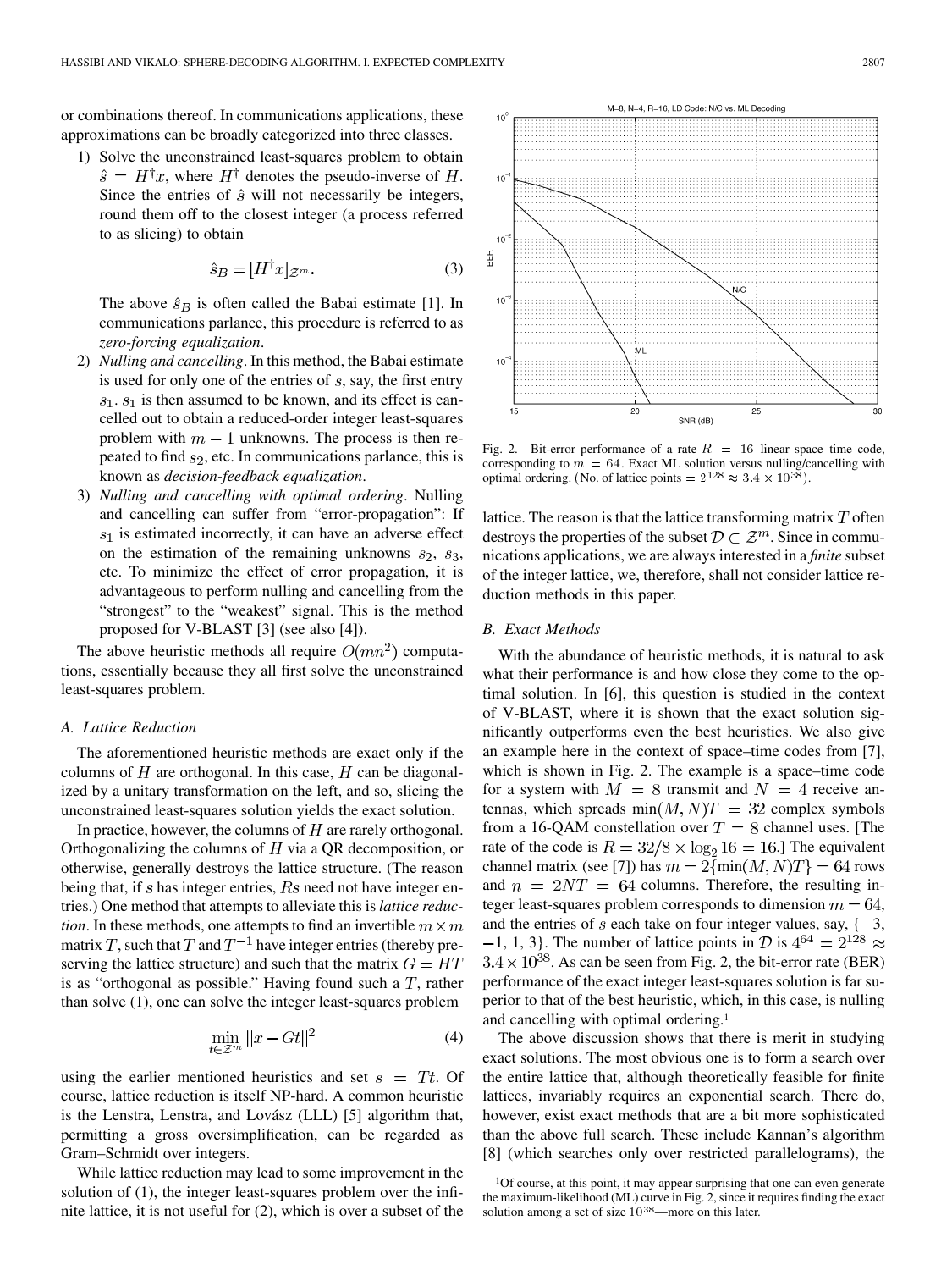or combinations thereof. In communications applications, these approximations can be broadly categorized into three classes.

1) Solve the unconstrained least-squares problem to obtain $\hat{s} = H^{\dagger}x$, where $H^{\dagger}$ denotes the pseudo-inverse of $H$. Since the entries of $\hat{s}$ will not necessarily be integers, round them off to the closest integer (a process referred to as slicing) to obtain

$$\hat{s}_B = [H^{\dagger}x]_{\mathcal{Z}^m}. \tag{3}$$

The above $\hat{s}_B$ is often called the Babai estimate [1]. In communications parlance, this procedure is referred to as *zero-forcing equalization*.

2) *Nulling and cancelling*. In this method, the Babai estimate is used for only one of the entries of $s$, say, the first entry $s_1$. $s_1$ is then assumed to be known, and its effect is cancelled out to obtain a reduced-order integer least-squares problem with $m-1$ unknowns. The process is then repeated to find $s_2$, etc. In communications parlance, this is known as *decision-feedback equalization*.

3) *Nulling and cancelling with optimal ordering*. Nulling and cancelling can suffer from "error-propagation": If $s_1$ is estimated incorrectly, it can have an adverse effect on the estimation of the remaining unknowns $s_2$, $s_3$, etc. To minimize the effect of error propagation, it is advantageous to perform nulling and cancelling from the "strongest" to the "weakest" signal. This is the method proposed for V-BLAST [3] (see also [4]).

The above heuristic methods all require $O(mn^2)$ computations, essentially because they all first solve the unconstrained least-squares problem.

### A. Lattice Reduction

The aforementioned heuristic methods are exact only if the columns of $H$ are orthogonal. In this case, $H$ can be diagonalized by a unitary transformation on the left, and so, slicing the unconstrained least-squares solution yields the exact solution.

In practice, however, the columns of $H$ are rarely orthogonal. Orthogonalizing the columns of $H$ via a QR decomposition, or otherwise, generally destroys the lattice structure. (The reason being that, if $s$ has integer entries, $Rs$ need not have integer entries.) One method that attempts to alleviate this is *lattice reduction*. In these methods, one attempts to find an invertible $m \times m$ matrix $T$, such that $T$ and $T^{-1}$ have integer entries (thereby preserving the lattice structure) and such that the matrix $G = HT$ is as "orthogonal as possible." Having found such a $T$, rather than solve (1), one can solve the integer least-squares problem

$$\min_{t \in \mathcal{Z}^m} \|x - Gt\|^2 \tag{4}$$

using the earlier mentioned heuristics and set $s = Tt$. Of course, lattice reduction is itself NP-hard. A common heuristic is the Lenstra, Lenstra, and Lovász (LLL) [5] algorithm that, permitting a gross oversimplification, can be regarded as Gram–Schmidt over integers.

While lattice reduction may lead to some improvement in the solution of (1), the integer least-squares problem over the infinite lattice, it is not useful for (2), which is over a subset of the lattice. The reason is that the lattice transforming matrix $T$ often destroys the properties of the subset $\mathcal{D} \subset \mathcal{Z}^m$. Since in communications applications, we are always interested in a *finite* subset of the integer lattice, we, therefore, shall not consider lattice reduction methods in this paper.

Fig. 2. Bit-error performance of a rate $R = 16$ linear space–time code, corresponding to $m = 64$. Exact ML solution versus nulling/cancelling with optimal ordering. (No. of lattice points $= 2^{128} \approx 3.4 \times 10^{38}$).

### B. Exact Methods

With the abundance of heuristic methods, it is natural to ask what their performance is and how close they come to the optimal solution. In [6], this question is studied in the context of V-BLAST, where it is shown that the exact solution significantly outperforms even the best heuristics. We also give an example here in the context of space–time codes from [7], which is shown in Fig. 2. The example is a space–time code for a system with $M = 8$ transmit and $N = 4$ receive antennas, which spreads $\min(M, N)T = 32$ complex symbols from a 16-QAM constellation over $T = 8$ channel uses. [The rate of the code is $R = 32/8 \times \log_2 16 = 16$.] The equivalent channel matrix (see [7]) has $m = 2\{\min(M, N)T\} = 64$ rows and $n = 2NT = 64$ columns. Therefore, the resulting integer least-squares problem corresponds to dimension $m = 64$, and the entries of $s$ each take on four integer values, say, $\{-3, -1, 1, 3\}$. The number of lattice points in $\mathcal{D}$ is $4^{64} = 2^{128} \approx 3.4 \times 10^{38}$. As can be seen from Fig. 2, the bit-error rate (BER) performance of the exact integer least-squares solution is far superior to that of the best heuristic, which, in this case, is nulling and cancelling with optimal ordering.[1]

The above discussion shows that there is merit in studying exact solutions. The most obvious one is to form a search over the entire lattice that, although theoretically feasible for finite lattices, invariably requires an exponential search. There do, however, exist exact methods that are a bit more sophisticated than the above full search. These include Kannan's algorithm [8] (which searches only over restricted parallelograms), the

[1] Of course, at this point, it may appear surprising that one can even generate the maximum-likelihood (ML) curve in Fig. 2, since it requires finding the exact solution among a set of size $10^{38}$—more on this later.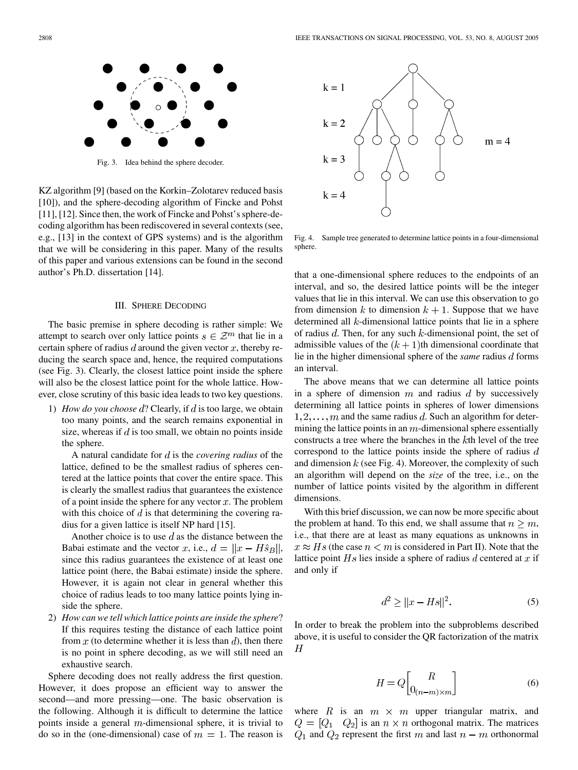Fig. 3. Idea behind the sphere decoder.

KZ algorithm [9] (based on the Korkin–Zolotarev reduced basis [10]), and the sphere-decoding algorithm of Fincke and Pohst [11], [12]. Since then, the work of Fincke and Pohst's sphere-decoding algorithm has been rediscovered in several contexts (see, e.g., [13] in the context of GPS systems) and is the algorithm that we will be considering in this paper. Many of the results of this paper and various extensions can be found in the second author's Ph.D. dissertation [14].

## III. Sphere Decoding

The basic premise in sphere decoding is rather simple: We attempt to search over only lattice points $s \in \mathcal{Z}^m$ that lie in a certain sphere of radius $d$ around the given vector $x$, thereby reducing the search space and, hence, the required computations (see Fig. 3). Clearly, the closest lattice point inside the sphere will also be the closest lattice point for the whole lattice. However, close scrutiny of this basic idea leads to two key questions.

1) *How do you choose* $d$? Clearly, if $d$ is too large, we obtain too many points, and the search remains exponential in size, whereas if $d$ is too small, we obtain no points inside the sphere.

   A natural candidate for $d$ is the *covering radius* of the lattice, defined to be the smallest radius of spheres centered at the lattice points that cover the entire space. This is clearly the smallest radius that guarantees the existence of a point inside the sphere for any vector $x$. The problem with this choice of $d$ is that determining the covering radius for a given lattice is itself NP hard [15].

   Another choice is to use $d$ as the distance between the Babai estimate and the vector $x$, i.e., $d = \|x - H\hat{s}_B\|$, since this radius guarantees the existence of at least one lattice point (here, the Babai estimate) inside the sphere. However, it is again not clear in general whether this choice of radius leads to too many lattice points lying inside the sphere.

2) *How can we tell which lattice points are inside the sphere*? If this requires testing the distance of each lattice point from $x$ (to determine whether it is less than $d$), then there is no point in sphere decoding, as we will still need an exhaustive search.

Sphere decoding does not really address the first question. However, it does propose an efficient way to answer the second—and more pressing—one. The basic observation is the following. Although it is difficult to determine the lattice points inside a general $m$-dimensional sphere, it is trivial to do so in the (one-dimensional) case of $m = 1$. The reason is that a one-dimensional sphere reduces to the endpoints of an interval, and so, the desired lattice points will be the integer values that lie in this interval. We can use this observation to go from dimension $k$ to dimension $k+1$. Suppose that we have determined all $k$-dimensional lattice points that lie in a sphere of radius $d$. Then, for any such $k$-dimensional point, the set of admissible values of the $(k+1)$th dimensional coordinate that lie in the higher dimensional sphere of the *same* radius $d$ forms an interval.

Fig. 4. Sample tree generated to determine lattice points in a four-dimensional sphere.

The above means that we can determine all lattice points in a sphere of dimension $m$ and radius $d$ by successively determining all lattice points in spheres of lower dimensions $1, 2, \ldots, m$ and the same radius $d$. Such an algorithm for determining the lattice points in an $m$-dimensional sphere essentially constructs a tree where the branches in the $k$th level of the tree correspond to the lattice points inside the sphere of radius $d$ and dimension $k$ (see Fig. 4). Moreover, the complexity of such an algorithm will depend on the *size* of the tree, i.e., on the number of lattice points visited by the algorithm in different dimensions.

With this brief discussion, we can now be more specific about the problem at hand. To this end, we shall assume that $n \geq m$, i.e., that there are at least as many equations as unknowns in $x \approx Hs$ (the case $n < m$ is considered in Part II). Note that the lattice point $Hs$ lies inside a sphere of radius $d$ centered at $x$ if and only if

$$d^2 \geq \|x - Hs\|^2. \tag{5}$$

In order to break the problem into the subproblems described above, it is useful to consider the QR factorization of the matrix $H$

$$H = Q \begin{bmatrix} R \\ 0_{(n-m)\times m} \end{bmatrix} \tag{6}$$

where $R$ is an $m \times m$ upper triangular matrix, and $Q = [Q_1 \quad Q_2]$ is an $n \times n$ orthogonal matrix. The matrices $Q_1$ and $Q_2$ represent the first $m$ and last $n - m$ orthonormal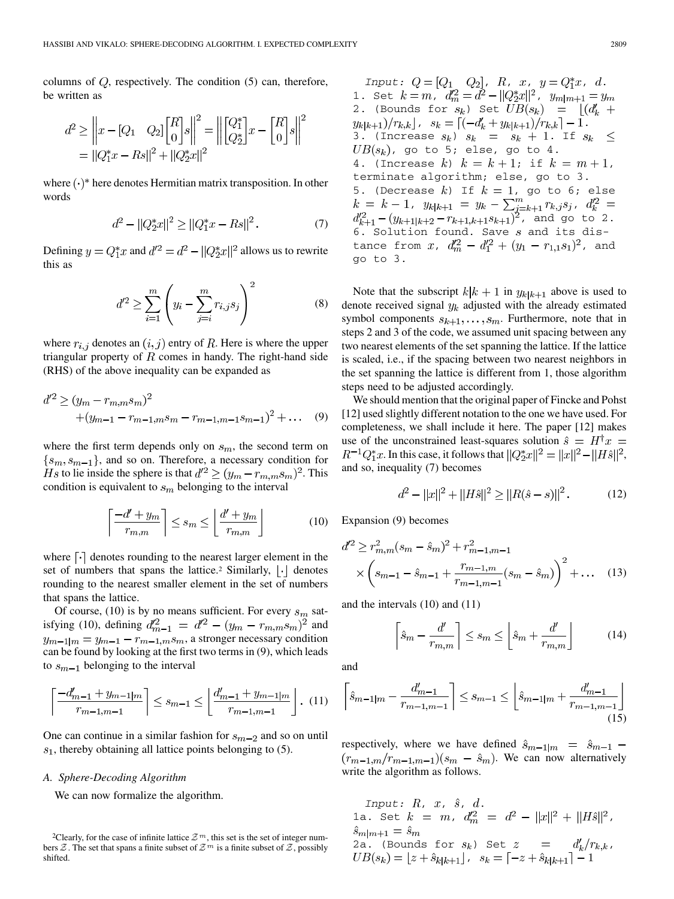columns of $Q$, respectively. The condition (5) can, therefore, be written as

$$d^2 \geq \left\| x - [Q_1 \quad Q_2] \begin{bmatrix} R \\ 0 \end{bmatrix} s \right\|^2 = \left\| \begin{bmatrix} Q_1^* \\ Q_2^* \end{bmatrix} x - \begin{bmatrix} R \\ 0 \end{bmatrix} s \right\|^2$$
$$= \|Q_1^* x - Rs\|^2 + \|Q_2^* x\|^2$$

where $(\cdot)^*$ here denotes Hermitian matrix transposition. In other words

$$d^2 - \|Q_2^* x\|^2 \geq \|Q_1^* x - Rs\|^2. \tag{7}$$

Defining $y = Q_1^* x$ and $d'^2 = d^2 - \|Q_2^* x\|^2$ allows us to rewrite this as

$$d'^2 \geq \sum_{i=1}^{m} \left( y_i - \sum_{j=i}^{m} r_{i,j} s_j \right)^2 \tag{8}$$

where $r_{i,j}$ denotes an $(i,j)$ entry of $R$. Here is where the upper triangular property of $R$ comes in handy. The right-hand side (RHS) of the above inequality can be expanded as

$$d'^2 \geq (y_m - r_{m,m} s_m)^2 + (y_{m-1} - r_{m-1,m} s_m - r_{m-1,m-1} s_{m-1})^2 + \dots \tag{9}$$

where the first term depends only on $s_m$, the second term on $\{s_m, s_{m-1}\}$, and so on. Therefore, a necessary condition for $Hs$ to lie inside the sphere is that $d'^2 \geq (y_m - r_{m,m} s_m)^2$. This condition is equivalent to $s_m$ belonging to the interval

$$\left\lceil \frac{-d' + y_m}{r_{m,m}} \right\rceil \leq s_m \leq \left\lfloor \frac{d' + y_m}{r_{m,m}} \right\rfloor \tag{10}$$

where $\lceil \cdot \rceil$ denotes rounding to the nearest larger element in the set of numbers that spans the lattice.[2] Similarly, $\lfloor \cdot \rfloor$ denotes rounding to the nearest smaller element in the set of numbers that spans the lattice.

Of course, (10) is by no means sufficient. For every $s_m$ satisfying (10), defining $d'^2_{m-1} = d'^2 - (y_m - r_{m,m} s_m)^2$ and $y_{m-1|m} = y_{m-1} - r_{m-1,m} s_m$, a stronger necessary condition can be found by looking at the first two terms in (9), which leads to $s_{m-1}$ belonging to the interval

$$\left\lceil \frac{-d'_{m-1} + y_{m-1|m}}{r_{m-1,m-1}} \right\rceil \leq s_{m-1} \leq \left\lfloor \frac{d'_{m-1} + y_{m-1|m}}{r_{m-1,m-1}} \right\rfloor. \tag{11}$$

One can continue in a similar fashion for $s_{m-2}$ and so on until $s_1$, thereby obtaining all lattice points belonging to (5).

### A. Sphere-Decoding Algorithm

We can now formalize the algorithm.

```
Input: Q = [Q1  Q2], R, x, y = Q1* x, d.
1. Set k = m, d'_m^2 = d^2 - ||Q2* x||^2, y_{m|m+1} = y_m
2. (Bounds for s_k) Set UB(s_k) = ⌊(d'_k + y_{k|k+1})/r_{k,k}⌋, s_k = ⌈(-d'_k + y_{k|k+1})/r_{k,k}⌉ - 1.
3. (Increase s_k) s_k = s_k + 1. If s_k ≤ UB(s_k), go to 5; else, go to 4.
4. (Increase k) k = k + 1; if k = m + 1, terminate algorithm; else, go to 3.
5. (Decrease k) If k = 1, go to 6; else k = k - 1, y_{k|k+1} = y_k - Σ_{j=k+1}^{m} r_{k,j} s_j, d'_k^2 = d'_{k+1}^2 - (y_{k+1|k+2} - r_{k+1,k+1} s_{k+1})^2, and go to 2.
6. Solution found. Save s and its distance from x, d'_m^2 - d'_1^2 + (y_1 - r_{1,1} s_1)^2, and go to 3.
```

Note that the subscript $k|k+1$ in $y_{k|k+1}$ above is used to denote received signal $y_k$ adjusted with the already estimated symbol components $s_{k+1}, \dots, s_m$. Furthermore, note that in steps 2 and 3 of the code, we assumed unit spacing between any two nearest elements of the set spanning the lattice. If the lattice is scaled, i.e., if the spacing between two nearest neighbors in the set spanning the lattice is different from 1, those algorithm steps need to be adjusted accordingly.

We should mention that the original paper of Fincke and Pohst [12] used slightly different notation to the one we have used. For completeness, we shall include it here. The paper [12] makes use of the unconstrained least-squares solution $\hat{s} = H^\dagger x = R^{-1} Q_1^* x$. In this case, it follows that $\|Q_2^* x\|^2 = \|x\|^2 - \|H\hat{s}\|^2$, and so, inequality (7) becomes

$$d^2 - \|x\|^2 + \|H\hat{s}\|^2 \geq \|R(\hat{s} - s)\|^2. \tag{12}$$

Expansion (9) becomes

$$d'^2 \geq r_{m,m}^2 (s_m - \hat{s}_m)^2 + r_{m-1,m-1}^2 \times \left( s_{m-1} - \hat{s}_{m-1} + \frac{r_{m-1,m}}{r_{m-1,m-1}} (s_m - \hat{s}_m) \right)^2 + \dots \tag{13}$$

and the intervals (10) and (11)

$$\left\lceil \hat{s}_m - \frac{d'}{r_{m,m}} \right\rceil \leq s_m \leq \left\lfloor \hat{s}_m + \frac{d'}{r_{m,m}} \right\rfloor \tag{14}$$

and

$$\left\lceil \hat{s}_{m-1|m} - \frac{d'_{m-1}}{r_{m-1,m-1}} \right\rceil \leq s_{m-1} \leq \left\lfloor \hat{s}_{m-1|m} + \frac{d'_{m-1}}{r_{m-1,m-1}} \right\rfloor \tag{15}$$

respectively, where we have defined $\hat{s}_{m-1|m} = \hat{s}_{m-1} - (r_{m-1,m}/r_{m-1,m-1})(s_m - \hat{s}_m)$. We can now alternatively write the algorithm as follows.

```
Input: R, x, ŝ, d.
1a. Set k = m, d'_m^2 = d^2 - ||x||^2 + ||Hŝ||^2, ŝ_{m|m+1} = ŝ_m
2a. (Bounds for s_k) Set z = d'_k / r_{k,k}, UB(s_k) = ⌊z + ŝ_{k|k+1}⌋, s_k = ⌈-z + ŝ_{k|k+1}⌉ - 1
```

[2] Clearly, for the case of infinite lattice $\mathcal{Z}^m$, this set is the set of integer numbers $\mathcal{Z}$. The set that spans a finite subset of $\mathcal{Z}^m$ is a finite subset of $\mathcal{Z}$, possibly shifted.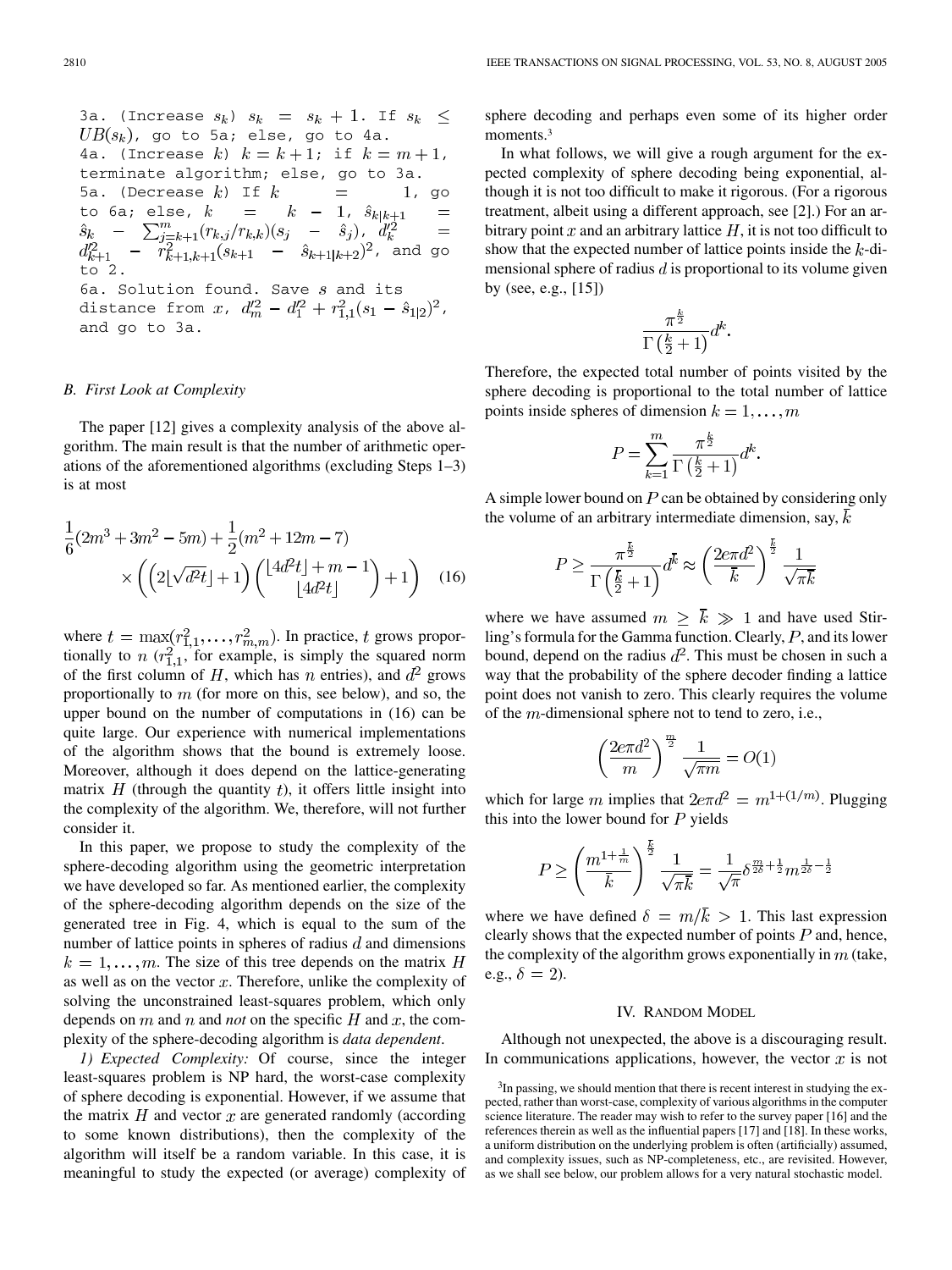3a. (Increase $s_k$) $s_k = s_k + 1$. If $s_k \leq UB(s_k)$, go to 5a; else, go to 4a.

4a. (Increase $k$) $k = k + 1$; if $k = m + 1$, terminate algorithm; else, go to 3a.

5a. (Decrease $k$) If $k = 1$, go to 6a; else, $k = k - 1$, $\hat{s}_{k|k+1} = \hat{s}_k - \sum_{j=k+1}^{m}(r_{k,j}/r_{k,k})(s_j - \hat{s}_j)$, $d_k'^2 = d_{k+1}'^2 - r_{k+1,k+1}^2(s_{k+1} - \hat{s}_{k+1|k+2})^2$, and go to 2.

6a. Solution found. Save $s$ and its distance from $x$, $d_m'^2 - d_1'^2 + r_{1,1}^2(s_1 - \hat{s}_{1|2})^2$, and go to 3a.

### B. First Look at Complexity

The paper [12] gives a complexity analysis of the above algorithm. The main result is that the number of arithmetic operations of the aforementioned algorithms (excluding Steps 1–3) is at most

$$\frac{1}{6}(2m^3+3m^2-5m)+\frac{1}{2}(m^2+12m-7) \times\left(\left(2\lfloor\sqrt{d^2t}\rfloor+1\right)\binom{\lfloor 4d^2t\rfloor+m-1}{\lfloor 4d^2t\rfloor}+1\right) \quad (16)$$

where $t = \max(r_{1,1}^2, \ldots, r_{m,m}^2)$. In practice, $t$ grows proportionally to $n$ ($r_{1,1}^2$, for example, is simply the squared norm of the first column of $H$, which has $n$ entries), and $d^2$ grows proportionally to $m$ (for more on this, see below), and so, the upper bound on the number of computations in (16) can be quite large. Our experience with numerical implementations of the algorithm shows that the bound is extremely loose. Moreover, although it does depend on the lattice-generating matrix $H$ (through the quantity $t$), it offers little insight into the complexity of the algorithm. We, therefore, will not further consider it.

In this paper, we propose to study the complexity of the sphere-decoding algorithm using the geometric interpretation we have developed so far. As mentioned earlier, the complexity of the sphere-decoding algorithm depends on the size of the generated tree in Fig. 4, which is equal to the sum of the number of lattice points in spheres of radius $d$ and dimensions $k = 1, \ldots, m$. The size of this tree depends on the matrix $H$ as well as on the vector $x$. Therefore, unlike the complexity of solving the unconstrained least-squares problem, which only depends on $m$ and $n$ and *not* on the specific $H$ and $x$, the complexity of the sphere-decoding algorithm is *data dependent*.

*1) Expected Complexity:* Of course, since the integer least-squares problem is NP hard, the worst-case complexity of sphere decoding is exponential. However, if we assume that the matrix $H$ and vector $x$ are generated randomly (according to some known distributions), then the complexity of the algorithm will itself be a random variable. In this case, it is meaningful to study the expected (or average) complexity of sphere decoding and perhaps even some of its higher order moments.[3]

In what follows, we will give a rough argument for the expected complexity of sphere decoding being exponential, although it is not too difficult to make it rigorous. (For a rigorous treatment, albeit using a different approach, see [2].) For an arbitrary point $x$ and an arbitrary lattice $H$, it is not too difficult to show that the expected number of lattice points inside the $k$-dimensional sphere of radius $d$ is proportional to its volume given by (see, e.g., [15])

$$\frac{\pi^{\frac{k}{2}}}{\Gamma\left(\frac{k}{2}+1\right)}d^k.$$

Therefore, the expected total number of points visited by the sphere decoding is proportional to the total number of lattice points inside spheres of dimension $k = 1, \ldots, m$

$$P = \sum_{k=1}^{m}\frac{\pi^{\frac{k}{2}}}{\Gamma\left(\frac{k}{2}+1\right)}d^k.$$

A simple lower bound on $P$ can be obtained by considering only the volume of an arbitrary intermediate dimension, say, $\bar{k}$

$$P \geq \frac{\pi^{\frac{\bar{k}}{2}}}{\Gamma\left(\frac{\bar{k}}{2}+1\right)}d^{\bar{k}} \approx \left(\frac{2e\pi d^2}{\bar{k}}\right)^{\frac{\bar{k}}{2}}\frac{1}{\sqrt{\pi\bar{k}}}$$

where we have assumed $m \geq \bar{k} \gg 1$ and have used Stirling's formula for the Gamma function. Clearly, $P$, and its lower bound, depend on the radius $d^2$. This must be chosen in such a way that the probability of the sphere decoder finding a lattice point does not vanish to zero. This clearly requires the volume of the $m$-dimensional sphere not to tend to zero, i.e.,

$$\left(\frac{2e\pi d^2}{m}\right)^{\frac{m}{2}}\frac{1}{\sqrt{\pi m}} = O(1)$$

which for large $m$ implies that $2e\pi d^2 = m^{1+(1/m)}$. Plugging this into the lower bound for $P$ yields

$$P \geq \left(\frac{m^{1+\frac{1}{m}}}{\bar{k}}\right)^{\frac{\bar{k}}{2}}\frac{1}{\sqrt{\pi\bar{k}}} = \frac{1}{\sqrt{\pi}}\delta^{\frac{m}{2\delta}+\frac{1}{2}}m^{\frac{1}{2\delta}-\frac{1}{2}}$$

where we have defined $\delta = m/\bar{k} > 1$. This last expression clearly shows that the expected number of points $P$ and, hence, the complexity of the algorithm grows exponentially in $m$ (take, e.g., $\delta = 2$).

## IV. Random Model

Although not unexpected, the above is a discouraging result. In communications applications, however, the vector $x$ is not

[3]In passing, we should mention that there is recent interest in studying the expected, rather than worst-case, complexity of various algorithms in the computer science literature. The reader may wish to refer to the survey paper [16] and the references therein as well as the influential papers [17] and [18]. In these works, a uniform distribution on the underlying problem is often (artificially) assumed, and complexity issues, such as NP-completeness, etc., are revisited. However, as we shall see below, our problem allows for a very natural stochastic model.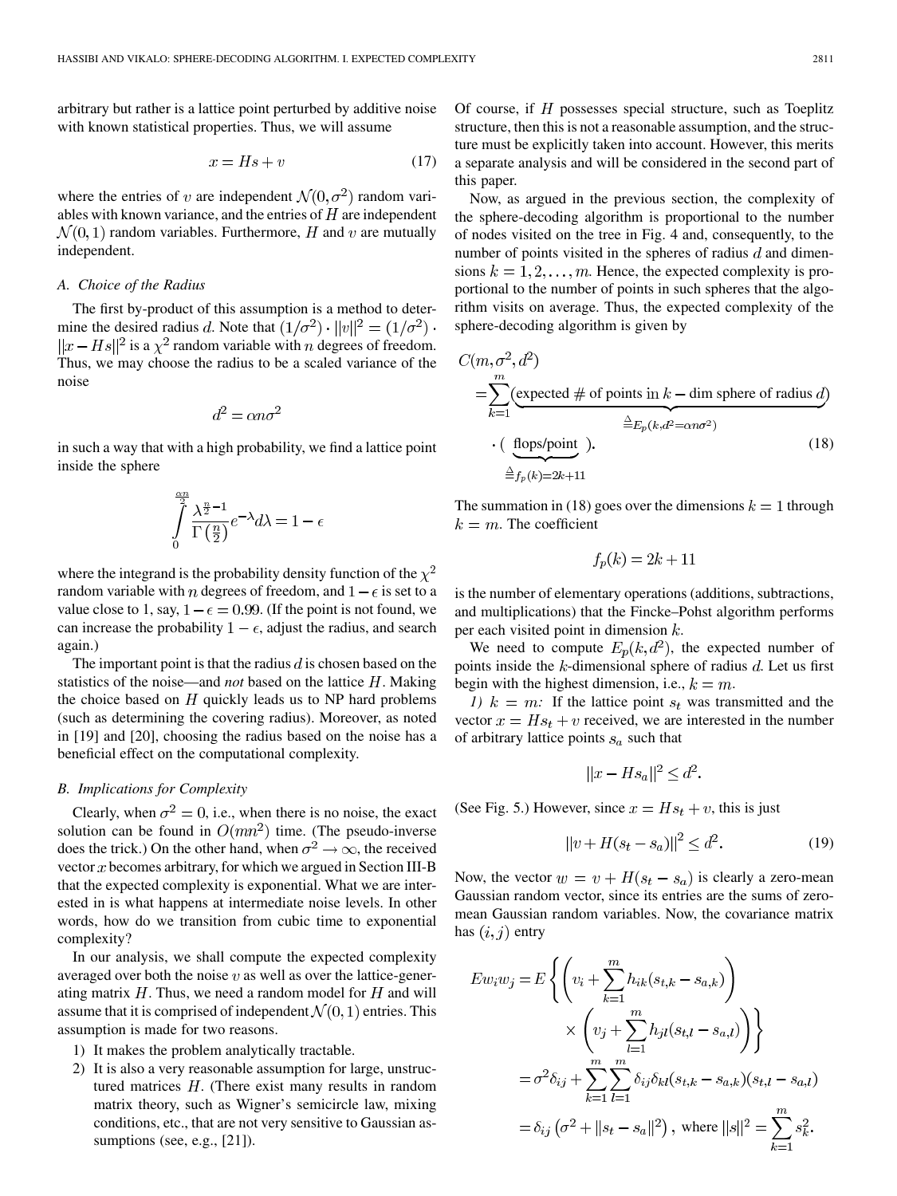arbitrary but rather is a lattice point perturbed by additive noise with known statistical properties. Thus, we will assume

$$x = Hs + v \tag{17}$$

where the entries of $v$ are independent $\mathcal{N}(0, \sigma^2)$ random variables with known variance, and the entries of $H$ are independent $\mathcal{N}(0, 1)$ random variables. Furthermore, $H$ and $v$ are mutually independent.

### A. Choice of the Radius

The first by-product of this assumption is a method to determine the desired radius $d$. Note that $(1/\sigma^2) \cdot \|v\|^2 = (1/\sigma^2) \cdot \|x - Hs\|^2$ is a $\chi^2$ random variable with $n$ degrees of freedom. Thus, we may choose the radius to be a scaled variance of the noise

$$d^2 = \alpha n \sigma^2$$

in such a way that with a high probability, we find a lattice point inside the sphere

$$\int_0^{\frac{\alpha n}{2}} \frac{\lambda^{\frac{n}{2}-1}}{\Gamma\left(\frac{n}{2}\right)} e^{-\lambda} d\lambda = 1 - \epsilon$$

where the integrand is the probability density function of the $\chi^2$ random variable with $n$ degrees of freedom, and $1 - \epsilon$ is set to a value close to 1, say, $1 - \epsilon = 0.99$. (If the point is not found, we can increase the probability $1 - \epsilon$, adjust the radius, and search again.)

The important point is that the radius $d$ is chosen based on the statistics of the noise—and *not* based on the lattice $H$. Making the choice based on $H$ quickly leads us to NP hard problems (such as determining the covering radius). Moreover, as noted in [19] and [20], choosing the radius based on the noise has a beneficial effect on the computational complexity.

### B. Implications for Complexity

Clearly, when $\sigma^2 = 0$, i.e., when there is no noise, the exact solution can be found in $O(mn^2)$ time. (The pseudo-inverse does the trick.) On the other hand, when $\sigma^2 \to \infty$, the received vector $x$ becomes arbitrary, for which we argued in Section III-B that the expected complexity is exponential. What we are interested in is what happens at intermediate noise levels. In other words, how do we transition from cubic time to exponential complexity?

In our analysis, we shall compute the expected complexity averaged over both the noise $v$ as well as over the lattice-generating matrix $H$. Thus, we need a random model for $H$ and will assume that it is comprised of independent $\mathcal{N}(0, 1)$ entries. This assumption is made for two reasons.

1) It makes the problem analytically tractable.
2) It is also a very reasonable assumption for large, unstructured matrices $H$. (There exist many results in random matrix theory, such as Wigner's semicircle law, mixing conditions, etc., that are not very sensitive to Gaussian assumptions (see, e.g., [21]).

Of course, if $H$ possesses special structure, such as Toeplitz structure, then this is not a reasonable assumption, and the structure must be explicitly taken into account. However, this merits a separate analysis and will be considered in the second part of this paper.

Now, as argued in the previous section, the complexity of the sphere-decoding algorithm is proportional to the number of nodes visited on the tree in Fig. 4 and, consequently, to the number of points visited in the spheres of radius $d$ and dimensions $k = 1, 2, \ldots, m$. Hence, the expected complexity is proportional to the number of points in such spheres that the algorithm visits on average. Thus, the expected complexity of the sphere-decoding algorithm is given by

$$C(m, \sigma^2, d^2) = \sum_{k=1}^{m} \underbrace{(\text{expected \# of points in } k-\text{dim sphere of radius } d)}_{\triangleq E_p(k, d^2 = \alpha n \sigma^2)} \cdot (\underbrace{\text{flops/point}}_{\triangleq f_p(k) = 2k+11}). \tag{18}$$

The summation in (18) goes over the dimensions $k = 1$ through $k = m$. The coefficient

$$f_p(k) = 2k + 11$$

is the number of elementary operations (additions, subtractions, and multiplications) that the Fincke–Pohst algorithm performs per each visited point in dimension $k$.

We need to compute $E_p(k, d^2)$, the expected number of points inside the $k$-dimensional sphere of radius $d$. Let us first begin with the highest dimension, i.e., $k = m$.

*1) $k = m$:* If the lattice point $s_t$ was transmitted and the vector $x = Hs_t + v$ received, we are interested in the number of arbitrary lattice points $s_a$ such that

$$\|x - Hs_a\|^2 \le d^2.$$

(See Fig. 5.) However, since $x = Hs_t + v$, this is just

$$\|v + H(s_t - s_a)\|^2 \le d^2. \tag{19}$$

Now, the vector $w = v + H(s_t - s_a)$ is clearly a zero-mean Gaussian random vector, since its entries are the sums of zero-mean Gaussian random variables. Now, the covariance matrix has $(i, j)$ entry

$$\begin{aligned} Ew_i w_j &= E\left\{\left(v_i + \sum_{k=1}^{m} h_{ik}(s_{t,k} - s_{a,k})\right) \times \left(v_j + \sum_{l=1}^{m} h_{jl}(s_{t,l} - s_{a,l})\right)\right\} \\ &= \sigma^2 \delta_{ij} + \sum_{k=1}^{m}\sum_{l=1}^{m} \delta_{ij}\delta_{kl}(s_{t,k} - s_{a,k})(s_{t,l} - s_{a,l}) \\ &= \delta_{ij}\left(\sigma^2 + \|s_t - s_a\|^2\right), \text{ where } \|s\|^2 = \sum_{k=1}^{m} s_k^2. \end{aligned}$$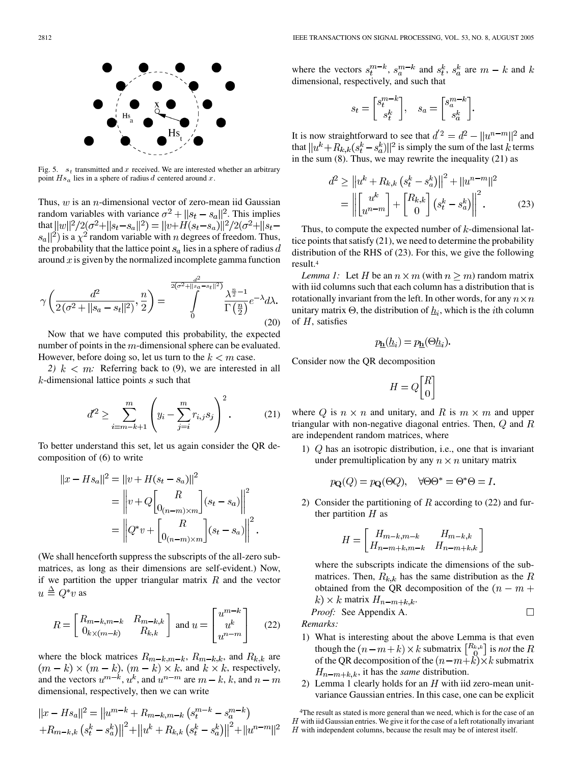Fig. 5. $s_t$ transmitted and $x$ received. We are interested whether an arbitrary point $Hs_a$ lies in a sphere of radius $d$ centered around $x$.

Thus, $w$ is an $n$-dimensional vector of zero-mean iid Gaussian random variables with variance $\sigma^2 + \|s_t - s_a\|^2$. This implies that $\|w\|^2/2(\sigma^2+\|s_t-s_a\|^2) = \|v+H(s_t-s_a)\|^2/2(\sigma^2+\|s_t-s_a\|^2)$ is a $\chi^2$ random variable with $n$ degrees of freedom. Thus, the probability that the lattice point $s_a$ lies in a sphere of radius $d$ around $x$ is given by the normalized incomplete gamma function

$$\gamma\left(\frac{d^2}{2(\sigma^2+\|s_a-s_t\|^2)}, \frac{n}{2}\right) = \int_0^{\frac{d^2}{2(\sigma^2+\|s_a-s_t\|^2)}} \frac{\lambda^{\frac{n}{2}-1}}{\Gamma\left(\frac{n}{2}\right)} e^{-\lambda} d\lambda. \tag{20}$$

Now that we have computed this probability, the expected number of points in the $m$-dimensional sphere can be evaluated. However, before doing so, let us turn to the $k < m$ case.

*2) $k < m$:* Referring back to (9), we are interested in all $k$-dimensional lattice points $s$ such that

$$d'^2 \geq \sum_{i=m-k+1}^{m} \left( y_i - \sum_{j=i}^{m} r_{i,j} s_j \right)^2. \tag{21}$$

To better understand this set, let us again consider the QR decomposition of (6) to write

$$\begin{aligned}
\|x - Hs_a\|^2 &= \|v + H(s_t - s_a)\|^2 \\
&= \left\| v + Q \begin{bmatrix} R \\ 0_{(n-m)\times m} \end{bmatrix} (s_t - s_a) \right\|^2 \\
&= \left\| Q^* v + \begin{bmatrix} R \\ 0_{(n-m)\times m} \end{bmatrix} (s_t - s_a) \right\|^2.
\end{aligned}$$

(We shall henceforth suppress the subscripts of the all-zero submatrices, as long as their dimensions are self-evident.) Now, if we partition the upper triangular matrix $R$ and the vector $u \triangleq Q^* v$ as

$$R = \begin{bmatrix} R_{m-k,m-k} & R_{m-k,k} \\ 0_{k\times(m-k)} & R_{k,k} \end{bmatrix} \text{ and } u = \begin{bmatrix} u^{m-k} \\ u^k \\ u^{n-m} \end{bmatrix} \tag{22}$$

where the block matrices $R_{m-k,m-k}$, $R_{m-k,k}$, and $R_{k,k}$ are $(m-k)\times(m-k)$, $(m-k)\times k$, and $k \times k$, respectively, and the vectors $u^{m-k}$, $u^k$, and $u^{n-m}$ are $m-k$, $k$, and $n-m$ dimensional, respectively, then we can write

$$\begin{aligned}
\|x - Hs_a\|^2 = &\left\| u^{m-k} + R_{m-k,m-k}\left(s_t^{m-k} - s_a^{m-k}\right) \right. \\
&\left. + R_{m-k,k}\left(s_t^k - s_a^k\right) \right\|^2 + \left\| u^k + R_{k,k}\left(s_t^k - s_a^k\right) \right\|^2 + \|u^{n-m}\|^2
\end{aligned}$$

where the vectors $s_t^{m-k}$, $s_a^{m-k}$ and $s_t^k$, $s_a^k$ are $m-k$ and $k$ dimensional, respectively, and such that

$$s_t = \begin{bmatrix} s_t^{m-k} \\ s_t^k \end{bmatrix}, \quad s_a = \begin{bmatrix} s_a^{m-k} \\ s_a^k \end{bmatrix}.$$

It is now straightforward to see that $d'^2 = d^2 - \|u^{n-m}\|^2$ and that $\|u^k + R_{k,k}(s_t^k - s_a^k)\|^2$ is simply the sum of the last $k$ terms in the sum (8). Thus, we may rewrite the inequality (21) as

$$\begin{aligned}
d^2 &\geq \left\| u^k + R_{k,k}\left(s_t^k - s_a^k\right) \right\|^2 + \|u^{n-m}\|^2 \\
&= \left\| \begin{bmatrix} u^k \\ u^{n-m} \end{bmatrix} + \begin{bmatrix} R_{k,k} \\ 0 \end{bmatrix} \left(s_t^k - s_a^k\right) \right\|^2.
\end{aligned} \tag{23}$$

Thus, to compute the expected number of $k$-dimensional lattice points that satisfy (21), we need to determine the probability distribution of the RHS of (23). For this, we give the following result.[4]

*Lemma 1:* Let $H$ be an $n \times m$ (with $n \geq m$) random matrix with iid columns such that each column has a distribution that is rotationally invariant from the left. In other words, for any $n \times n$ unitary matrix $\Theta$, the distribution of $\underline{h}_i$, which is the $i$th column of $H$, satisfies

$$p_{\underline{\mathbf{h}}}(\underline{h}_i) = p_{\underline{\mathbf{h}}}(\Theta \underline{h}_i).$$

Consider now the QR decomposition

$$H = Q \begin{bmatrix} R \\ 0 \end{bmatrix}$$

where $Q$ is $n \times n$ and unitary, and $R$ is $m \times m$ and upper triangular with non-negative diagonal entries. Then, $Q$ and $R$ are independent random matrices, where

1) $Q$ has an isotropic distribution, i.e., one that is invariant under premultiplication by any $n \times n$ unitary matrix

$$p_{\mathbf{Q}}(Q) = p_{\mathbf{Q}}(\Theta Q), \quad \forall \Theta\Theta^* = \Theta^*\Theta = I.$$

2) Consider the partitioning of $R$ according to (22) and further partition $H$ as

$$H = \begin{bmatrix} H_{m-k,m-k} & H_{m-k,k} \\ H_{n-m+k,m-k} & H_{n-m+k,k} \end{bmatrix}$$

where the subscripts indicate the dimensions of the submatrices. Then, $R_{k,k}$ has the same distribution as the $R$ obtained from the QR decomposition of the $(n-m+k) \times k$ matrix $H_{n-m+k,k}$.

*Proof:* See Appendix A. □

*Remarks:*

1) What is interesting about the above Lemma is that even though the $(n-m+k) \times k$ submatrix $\begin{bmatrix} R_{k,k} \\ 0 \end{bmatrix}$ is *not* the $R$ of the QR decomposition of the $(n-m+k) \times k$ submatrix $H_{n-m+k,k}$, it has the *same* distribution.
2) Lemma 1 clearly holds for an $H$ with iid zero-mean unit-variance Gaussian entries. In this case, one can be explicit

[4] The result as stated is more general than we need, which is for the case of an $H$ with iid Gaussian entries. We give it for the case of a left rotationally invariant $H$ with independent columns, because the result may be of interest itself.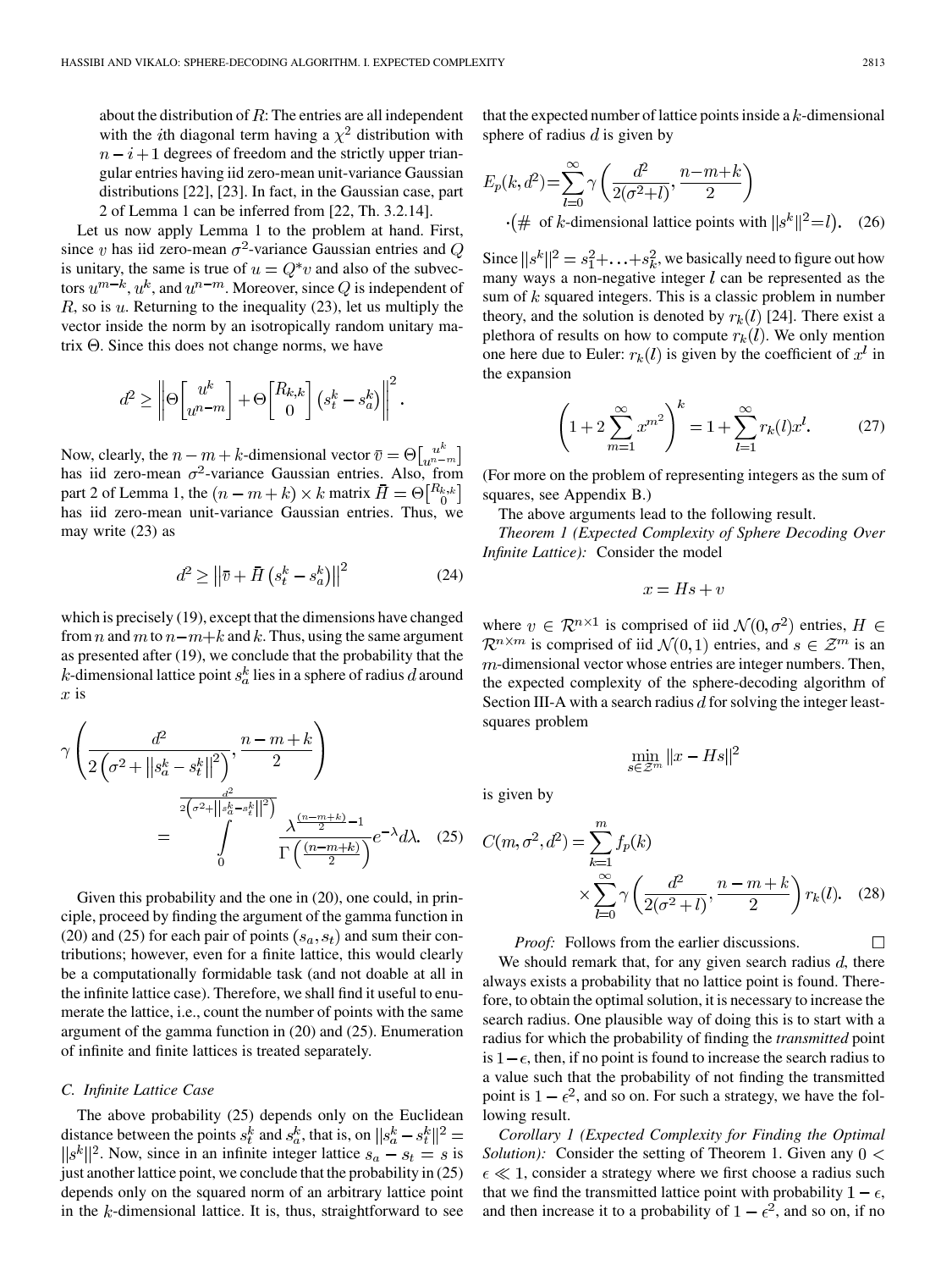about the distribution of $R$: The entries are all independent with the $i$th diagonal term having a $\chi^2$ distribution with $n-i+1$ degrees of freedom and the strictly upper triangular entries having iid zero-mean unit-variance Gaussian distributions [22], [23]. In fact, in the Gaussian case, part 2 of Lemma 1 can be inferred from [22, Th. 3.2.14].

Let us now apply Lemma 1 to the problem at hand. First, since $v$ has iid zero-mean $\sigma^2$-variance Gaussian entries and $Q$ is unitary, the same is true of $u = Q^* v$ and also of the subvectors $u^{m-k}$, $u^k$, and $u^{n-m}$. Moreover, since $Q$ is independent of $R$, so is $u$. Returning to the inequality (23), let us multiply the vector inside the norm by an isotropically random unitary matrix $\Theta$. Since this does not change norms, we have

$$d^2 \geq \left\| \Theta \begin{bmatrix} u^k \\ u^{n-m} \end{bmatrix} + \Theta \begin{bmatrix} R_{k,k} \\ 0 \end{bmatrix} \left(s_t^k - s_a^k\right) \right\|^2.$$

Now, clearly, the $n-m+k$-dimensional vector $\bar{v} = \Theta \begin{bmatrix} u^k \\ u^{n-m} \end{bmatrix}$ has iid zero-mean $\sigma^2$-variance Gaussian entries. Also, from part 2 of Lemma 1, the $(n-m+k) \times k$ matrix $\bar{H} = \Theta \begin{bmatrix} R_{k,k} \\ 0 \end{bmatrix}$ has iid zero-mean unit-variance Gaussian entries. Thus, we may write (23) as

$$d^2 \geq \left\| \bar{v} + \bar{H} \left(s_t^k - s_a^k\right) \right\|^2 \tag{24}$$

which is precisely (19), except that the dimensions have changed from $n$ and $m$ to $n-m+k$ and $k$. Thus, using the same argument as presented after (19), we conclude that the probability that the $k$-dimensional lattice point $s_a^k$ lies in a sphere of radius $d$ around $x$ is

$$\gamma\left(\frac{d^2}{2\left(\sigma^2 + \left\|s_a^k - s_t^k\right\|^2\right)}, \frac{n-m+k}{2}\right) = \int_0^{\frac{d^2}{2\left(\sigma^2 + \left\|s_a^k - s_t^k\right\|^2\right)}} \frac{\lambda^{\frac{(n-m+k)}{2}-1}}{\Gamma\left(\frac{(n-m+k)}{2}\right)} e^{-\lambda} d\lambda. \tag{25}$$

Given this probability and the one in (20), one could, in principle, proceed by finding the argument of the gamma function in (20) and (25) for each pair of points $(s_a, s_t)$ and sum their contributions; however, even for a finite lattice, this would clearly be a computationally formidable task (and not doable at all in the infinite lattice case). Therefore, we shall find it useful to enumerate the lattice, i.e., count the number of points with the same argument of the gamma function in (20) and (25). Enumeration of infinite and finite lattices is treated separately.

### C. Infinite Lattice Case

The above probability (25) depends only on the Euclidean distance between the points $s_t^k$ and $s_a^k$, that is, on $\|s_a^k - s_t^k\|^2 = \|s^k\|^2$. Now, since in an infinite integer lattice $s_a - s_t = s$ is just another lattice point, we conclude that the probability in (25) depends only on the squared norm of an arbitrary lattice point in the $k$-dimensional lattice. It is, thus, straightforward to see that the expected number of lattice points inside a $k$-dimensional sphere of radius $d$ is given by

$$E_p(k, d^2) = \sum_{l=0}^{\infty} \gamma\left(\frac{d^2}{2(\sigma^2 + l)}, \frac{n-m+k}{2}\right) \cdot (\#\text{ of } k\text{-dimensional lattice points with } \|s^k\|^2 = l). \tag{26}$$

Since $\|s^k\|^2 = s_1^2 + \ldots + s_k^2$, we basically need to figure out how many ways a non-negative integer $l$ can be represented as the sum of $k$ squared integers. This is a classic problem in number theory, and the solution is denoted by $r_k(l)$ [24]. There exist a plethora of results on how to compute $r_k(l)$. We only mention one here due to Euler: $r_k(l)$ is given by the coefficient of $x^l$ in the expansion

$$\left(1 + 2\sum_{m=1}^{\infty} x^{m^2}\right)^k = 1 + \sum_{l=1}^{\infty} r_k(l) x^l. \tag{27}$$

(For more on the problem of representing integers as the sum of squares, see Appendix B.)

The above arguments lead to the following result.

*Theorem 1 (Expected Complexity of Sphere Decoding Over Infinite Lattice):* Consider the model

$$x = Hs + v$$

where $v \in \mathcal{R}^{n \times 1}$ is comprised of iid $\mathcal{N}(0, \sigma^2)$ entries, $H \in \mathcal{R}^{n \times m}$ is comprised of iid $\mathcal{N}(0, 1)$ entries, and $s \in \mathcal{Z}^m$ is an $m$-dimensional vector whose entries are integer numbers. Then, the expected complexity of the sphere-decoding algorithm of Section III-A with a search radius $d$ for solving the integer least-squares problem

$$\min_{s \in \mathcal{Z}^m} \|x - Hs\|^2$$

is given by

$$C(m, \sigma^2, d^2) = \sum_{k=1}^{m} f_p(k) \times \sum_{l=0}^{\infty} \gamma\left(\frac{d^2}{2(\sigma^2 + l)}, \frac{n-m+k}{2}\right) r_k(l). \tag{28}$$

*Proof:* Follows from the earlier discussions. □

We should remark that, for any given search radius $d$, there always exists a probability that no lattice point is found. Therefore, to obtain the optimal solution, it is necessary to increase the search radius. One plausible way of doing this is to start with a radius for which the probability of finding the *transmitted* point is $1-\epsilon$, then, if no point is found to increase the search radius to a value such that the probability of not finding the transmitted point is $1-\epsilon^2$, and so on. For such a strategy, we have the following result.

*Corollary 1 (Expected Complexity for Finding the Optimal Solution):* Consider the setting of Theorem 1. Given any $0 < \epsilon \ll 1$, consider a strategy where we first choose a radius such that we find the transmitted lattice point with probability $1-\epsilon$, and then increase it to a probability of $1-\epsilon^2$, and so on, if no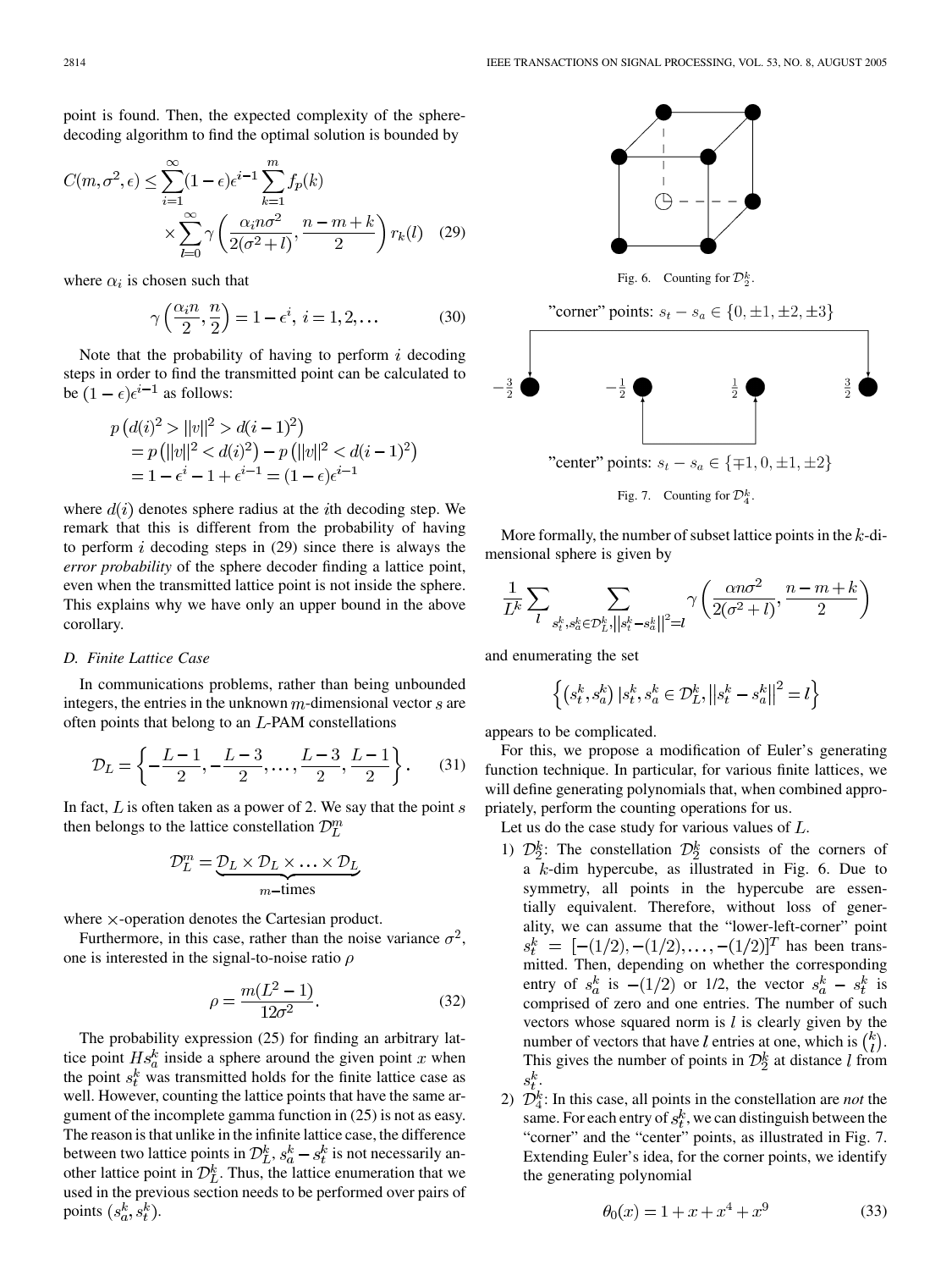point is found. Then, the expected complexity of the sphere-decoding algorithm to find the optimal solution is bounded by

$$C(m,\sigma^2,\epsilon) \le \sum_{i=1}^{\infty}(1-\epsilon)\epsilon^{i-1}\sum_{k=1}^{m} f_p(k) \times \sum_{l=0}^{\infty}\gamma\left(\frac{\alpha_i n\sigma^2}{2(\sigma^2+l)}, \frac{n-m+k}{2}\right) r_k(l) \quad (29)$$

where $\alpha_i$ is chosen such that

$$\gamma\left(\frac{\alpha_i n}{2}, \frac{n}{2}\right) = 1-\epsilon^i,\ i=1,2,\ldots \quad (30)$$

Note that the probability of having to perform $i$ decoding steps in order to find the transmitted point can be calculated to be $(1-\epsilon)\epsilon^{i-1}$ as follows:

$$\begin{aligned} p\left(d(i)^2 > \|v\|^2 > d(i-1)^2\right) &= p\left(\|v\|^2 < d(i)^2\right) - p\left(\|v\|^2 < d(i-1)^2\right) \\ &= 1-\epsilon^i - 1 + \epsilon^{i-1} = (1-\epsilon)\epsilon^{i-1} \end{aligned}$$

where $d(i)$ denotes sphere radius at the $i$th decoding step. We remark that this is different from the probability of having to perform $i$ decoding steps in (29) since there is always the *error probability* of the sphere decoder finding a lattice point, even when the transmitted lattice point is not inside the sphere. This explains why we have only an upper bound in the above corollary.

### D. Finite Lattice Case

In communications problems, rather than being unbounded integers, the entries in the unknown $m$-dimensional vector $s$ are often points that belong to an $L$-PAM constellations

$$\mathcal{D}_L = \left\{-\frac{L-1}{2}, -\frac{L-3}{2}, \ldots, \frac{L-3}{2}, \frac{L-1}{2}\right\}. \quad (31)$$

In fact, $L$ is often taken as a power of 2. We say that the point $s$ then belongs to the lattice constellation $\mathcal{D}_L^m$

$$\mathcal{D}_L^m = \underbrace{\mathcal{D}_L \times \mathcal{D}_L \times \ldots \times \mathcal{D}_L}_{m-\text{times}}$$

where $\times$-operation denotes the Cartesian product.

Furthermore, in this case, rather than the noise variance $\sigma^2$, one is interested in the signal-to-noise ratio $\rho$

$$\rho = \frac{m(L^2-1)}{12\sigma^2}. \quad (32)$$

The probability expression (25) for finding an arbitrary lattice point $Hs_a^k$ inside a sphere around the given point $x$ when the point $s_t^k$ was transmitted holds for the finite lattice case as well. However, counting the lattice points that have the same argument of the incomplete gamma function in (25) is not as easy. The reason is that unlike in the infinite lattice case, the difference between two lattice points in $\mathcal{D}_L^k$, $s_a^k - s_t^k$ is not necessarily another lattice point in $\mathcal{D}_L^k$. Thus, the lattice enumeration that we used in the previous section needs to be performed over pairs of points $(s_a^k, s_t^k)$.

Fig. 6. Counting for $\mathcal{D}_2^k$.

"corner" points: $s_t - s_a \in \{0, \pm1, \pm2, \pm3\}$

$-\frac{3}{2}$ $-\frac{1}{2}$ $\frac{1}{2}$ $\frac{3}{2}$

"center" points: $s_t - s_a \in \{\mp1, 0, \pm1, \pm2\}$

Fig. 7. Counting for $\mathcal{D}_4^k$.

More formally, the number of subset lattice points in the $k$-dimensional sphere is given by

$$\frac{1}{L^k}\sum_l \sum_{s_t^k, s_a^k \in \mathcal{D}_L^k, \|s_t^k - s_a^k\|^2 = l} \gamma\left(\frac{\alpha n\sigma^2}{2(\sigma^2+l)}, \frac{n-m+k}{2}\right)$$

and enumerating the set

$$\left\{\left(s_t^k, s_a^k\right) \mid s_t^k, s_a^k \in \mathcal{D}_L^k, \left\|s_t^k - s_a^k\right\|^2 = l\right\}$$

appears to be complicated.

For this, we propose a modification of Euler's generating function technique. In particular, for various finite lattices, we will define generating polynomials that, when combined appropriately, perform the counting operations for us.

Let us do the case study for various values of $L$.

1) $\mathcal{D}_2^k$: The constellation $\mathcal{D}_2^k$ consists of the corners of a $k$-dim hypercube, as illustrated in Fig. 6. Due to symmetry, all points in the hypercube are essentially equivalent. Therefore, without loss of generality, we can assume that the "lower-left-corner" point $s_t^k = [-(1/2), -(1/2), \ldots, -(1/2)]^T$ has been transmitted. Then, depending on whether the corresponding entry of $s_a^k$ is $-(1/2)$ or 1/2, the vector $s_a^k - s_t^k$ is comprised of zero and one entries. The number of such vectors whose squared norm is $l$ is clearly given by the number of vectors that have $l$ entries at one, which is $\binom{k}{l}$. This gives the number of points in $\mathcal{D}_2^k$ at distance $l$ from $s_t^k$.

2) $\mathcal{D}_4^k$: In this case, all points in the constellation are *not* the same. For each entry of $s_t^k$, we can distinguish between the "corner" and the "center" points, as illustrated in Fig. 7. Extending Euler's idea, for the corner points, we identify the generating polynomial

$$\theta_0(x) = 1 + x + x^4 + x^9 \quad (33)$$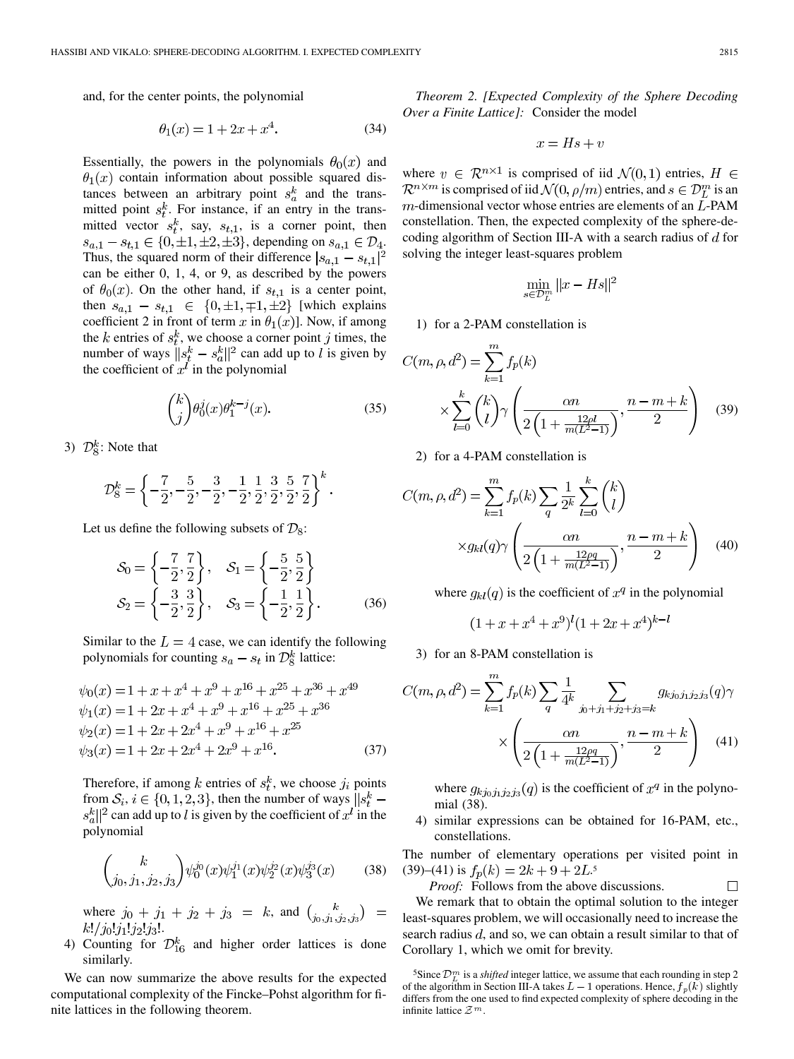and, for the center points, the polynomial

$$\theta_1(x) = 1 + 2x + x^4. \tag{34}$$

Essentially, the powers in the polynomials $\theta_0(x)$ and $\theta_1(x)$ contain information about possible squared distances between an arbitrary point $s_a^k$ and the transmitted point $s_t^k$. For instance, if an entry in the transmitted vector $s_t^k$, say, $s_{t,1}$, is a corner point, then $s_{a,1} - s_{t,1} \in \{0, \pm 1, \pm 2, \pm 3\}$, depending on $s_{a,1} \in \mathcal{D}_4$. Thus, the squared norm of their difference $|s_{a,1} - s_{t,1}|^2$ can be either 0, 1, 4, or 9, as described by the powers of $\theta_0(x)$. On the other hand, if $s_{t,1}$ is a center point, then $s_{a,1} - s_{t,1} \in \{0, \pm 1, \mp 1, \pm 2\}$ [which explains coefficient 2 in front of term $x$ in $\theta_1(x)$]. Now, if among the $k$ entries of $s_t^k$, we choose a corner point $j$ times, the number of ways $\|s_t^k - s_a^k\|^2$ can add up to $l$ is given by the coefficient of $x^l$ in the polynomial

$$\binom{k}{j}\theta_0^j(x)\theta_1^{k-j}(x). \tag{35}$$

3) $\mathcal{D}_8^k$: Note that

$$\mathcal{D}_8^k = \left\{-\frac{7}{2}, -\frac{5}{2}, -\frac{3}{2}, -\frac{1}{2}, \frac{1}{2}, \frac{3}{2}, \frac{5}{2}, \frac{7}{2}\right\}^k.$$

Let us define the following subsets of $\mathcal{D}_8$:

$$\mathcal{S}_0 = \left\{-\frac{7}{2}, \frac{7}{2}\right\}, \quad \mathcal{S}_1 = \left\{-\frac{5}{2}, \frac{5}{2}\right\}$$
$$\mathcal{S}_2 = \left\{-\frac{3}{2}, \frac{3}{2}\right\}, \quad \mathcal{S}_3 = \left\{-\frac{1}{2}, \frac{1}{2}\right\}. \tag{36}$$

Similar to the $L = 4$ case, we can identify the following polynomials for counting $s_a - s_t$ in $\mathcal{D}_8^k$ lattice:

$$\begin{aligned}
\psi_0(x) &= 1 + x + x^4 + x^9 + x^{16} + x^{25} + x^{36} + x^{49} \\
\psi_1(x) &= 1 + 2x + x^4 + x^9 + x^{16} + x^{25} + x^{36} \\
\psi_2(x) &= 1 + 2x + 2x^4 + x^9 + x^{16} + x^{25} \\
\psi_3(x) &= 1 + 2x + 2x^4 + 2x^9 + x^{16}.
\end{aligned} \tag{37}$$

Therefore, if among $k$ entries of $s_t^k$, we choose $j_i$ points from $\mathcal{S}_i$, $i \in \{0, 1, 2, 3\}$, then the number of ways $\|s_t^k - s_a^k\|^2$ can add up to $l$ is given by the coefficient of $x^l$ in the polynomial

$$\binom{k}{j_0, j_1, j_2, j_3}\psi_0^{j_0}(x)\psi_1^{j_1}(x)\psi_2^{j_2}(x)\psi_3^{j_3}(x) \tag{38}$$

where $j_0 + j_1 + j_2 + j_3 = k$, and $\binom{k}{j_0, j_1, j_2, j_3} = k!/j_0!j_1!j_2!j_3!$.

4) Counting for $\mathcal{D}_{16}^k$ and higher order lattices is done similarly.

We can now summarize the above results for the expected computational complexity of the Fincke–Pohst algorithm for finite lattices in the following theorem.

*Theorem 2. [Expected Complexity of the Sphere Decoding Over a Finite Lattice]:* Consider the model

$$x = Hs + v$$

where $v \in \mathcal{R}^{n \times 1}$ is comprised of iid $\mathcal{N}(0, 1)$ entries, $H \in \mathcal{R}^{n \times m}$ is comprised of iid $\mathcal{N}(0, \rho/m)$ entries, and $s \in \mathcal{D}_L^m$ is an $m$-dimensional vector whose entries are elements of an $L$-PAM constellation. Then, the expected complexity of the sphere-decoding algorithm of Section III-A with a search radius of $d$ for solving the integer least-squares problem

$$\min_{s \in \mathcal{D}_L^m} \|x - Hs\|^2$$

1) for a 2-PAM constellation is

$$C(m, \rho, d^2) = \sum_{k=1}^{m} f_p(k) \times \sum_{l=0}^{k} \binom{k}{l} \gamma\left(\frac{\alpha n}{2\left(1 + \frac{12\rho l}{m(L^2-1)}\right)}, \frac{n-m+k}{2}\right) \tag{39}$$

2) for a 4-PAM constellation is

$$C(m, \rho, d^2) = \sum_{k=1}^{m} f_p(k) \sum_{q} \frac{1}{2^k} \sum_{l=0}^{k} \binom{k}{l} \times g_{kl}(q)\gamma\left(\frac{\alpha n}{2\left(1 + \frac{12\rho q}{m(L^2-1)}\right)}, \frac{n-m+k}{2}\right) \tag{40}$$

where $g_{kl}(q)$ is the coefficient of $x^q$ in the polynomial

$$(1 + x + x^4 + x^9)^l(1 + 2x + x^4)^{k-l}$$

3) for an 8-PAM constellation is

$$C(m, \rho, d^2) = \sum_{k=1}^{m} f_p(k) \sum_{q} \frac{1}{4^k} \sum_{j_0+j_1+j_2+j_3=k} g_{kj_0j_1j_2j_3}(q)\gamma \times \left(\frac{\alpha n}{2\left(1 + \frac{12\rho q}{m(L^2-1)}\right)}, \frac{n-m+k}{2}\right) \tag{41}$$

where $g_{kj_0j_1j_2j_3}(q)$ is the coefficient of $x^q$ in the polynomial (38).

4) similar expressions can be obtained for 16-PAM, etc., constellations.

The number of elementary operations per visited point in (39)–(41) is $f_p(k) = 2k + 9 + 2L$.[5]

*Proof:* Follows from the above discussions. □

We remark that to obtain the optimal solution to the integer least-squares problem, we will occasionally need to increase the search radius $d$, and so, we can obtain a result similar to that of Corollary 1, which we omit for brevity.

[5] Since $\mathcal{D}_L^m$ is a *shifted* integer lattice, we assume that each rounding in step 2 of the algorithm in Section III-A takes $L - 1$ operations. Hence, $f_p(k)$ slightly differs from the one used to find expected complexity of sphere decoding in the infinite lattice $\mathcal{Z}^m$.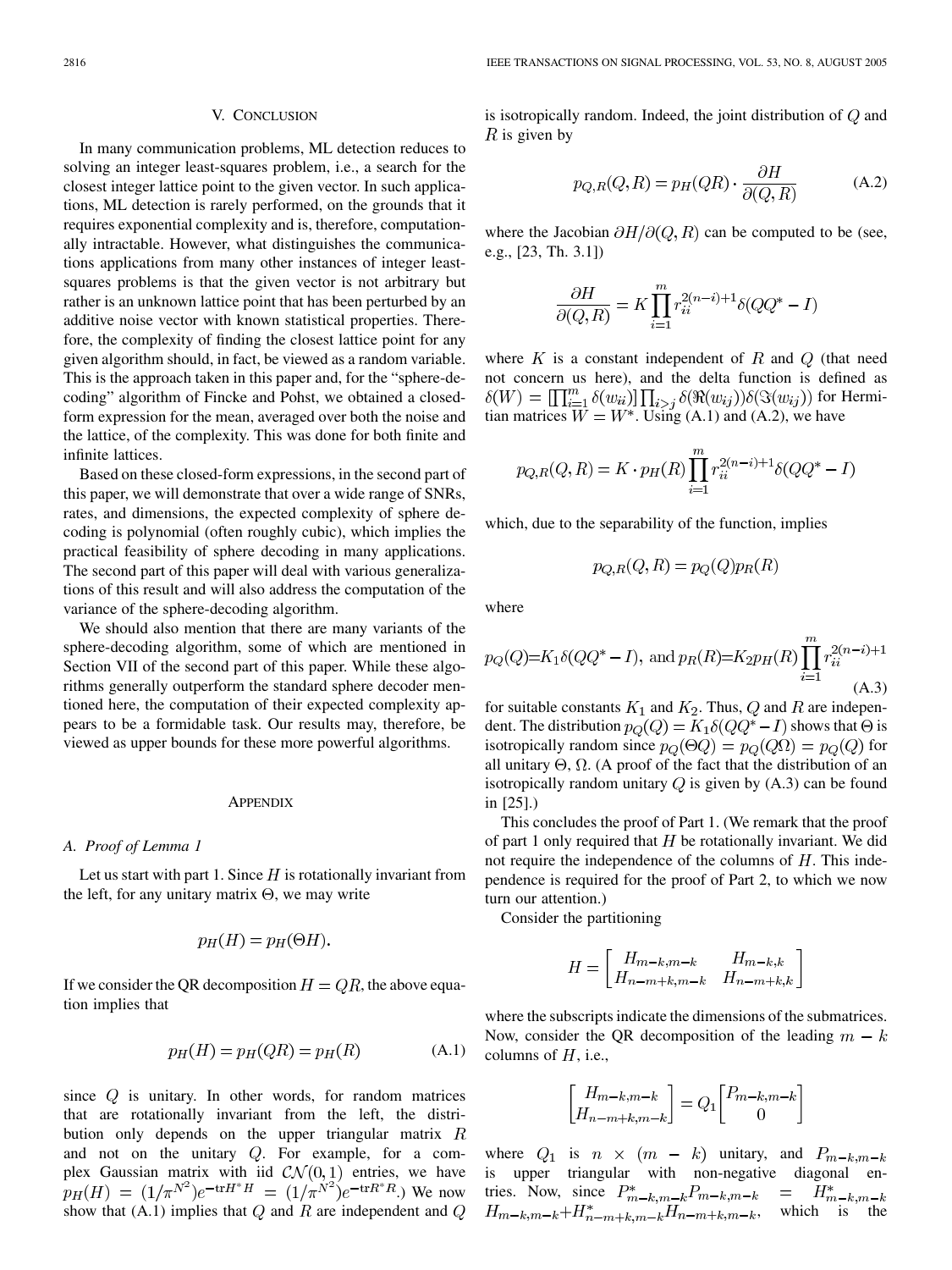## V. Conclusion

In many communication problems, ML detection reduces to solving an integer least-squares problem, i.e., a search for the closest integer lattice point to the given vector. In such applications, ML detection is rarely performed, on the grounds that it requires exponential complexity and is, therefore, computationally intractable. However, what distinguishes the communications applications from many other instances of integer least-squares problems is that the given vector is not arbitrary but rather is an unknown lattice point that has been perturbed by an additive noise vector with known statistical properties. Therefore, the complexity of finding the closest lattice point for any given algorithm should, in fact, be viewed as a random variable. This is the approach taken in this paper and, for the "sphere-decoding" algorithm of Fincke and Pohst, we obtained a closed-form expression for the mean, averaged over both the noise and the lattice, of the complexity. This was done for both finite and infinite lattices.

Based on these closed-form expressions, in the second part of this paper, we will demonstrate that over a wide range of SNRs, rates, and dimensions, the expected complexity of sphere decoding is polynomial (often roughly cubic), which implies the practical feasibility of sphere decoding in many applications. The second part of this paper will deal with various generalizations of this result and will also address the computation of the variance of the sphere-decoding algorithm.

We should also mention that there are many variants of the sphere-decoding algorithm, some of which are mentioned in Section VII of the second part of this paper. While these algorithms generally outperform the standard sphere decoder mentioned here, the computation of their expected complexity appears to be a formidable task. Our results may, therefore, be viewed as upper bounds for these more powerful algorithms.

## Appendix

### A. Proof of Lemma 1

Let us start with part 1. Since $H$ is rotationally invariant from the left, for any unitary matrix $\Theta$, we may write

$$p_H(H) = p_H(\Theta H).$$

If we consider the QR decomposition $H = QR$, the above equation implies that

$$p_H(H) = p_H(QR) = p_H(R) \tag{A.1}$$

since $Q$ is unitary. In other words, for random matrices that are rotationally invariant from the left, the distribution only depends on the upper triangular matrix $R$ and not on the unitary $Q$. For example, for a complex Gaussian matrix with iid $\mathcal{CN}(0,1)$ entries, we have $p_H(H) = (1/\pi^{N^2})e^{-\text{tr}H^*H} = (1/\pi^{N^2})e^{-\text{tr}R^*R}$.) We now show that (A.1) implies that $Q$ and $R$ are independent and $Q$ is isotropically random. Indeed, the joint distribution of $Q$ and $R$ is given by

$$p_{Q,R}(Q,R) = p_H(QR) \cdot \frac{\partial H}{\partial(Q,R)} \tag{A.2}$$

where the Jacobian $\partial H / \partial(Q,R)$ can be computed to be (see, e.g., [23, Th. 3.1])

$$\frac{\partial H}{\partial(Q,R)} = K \prod_{i=1}^{m} r_{ii}^{2(n-i)+1} \delta(QQ^* - I)$$

where $K$ is a constant independent of $R$ and $Q$ (that need not concern us here), and the delta function is defined as $\delta(W) = [\prod_{i=1}^{m} \delta(w_{ii})] \prod_{i>j} \delta(\Re(w_{ij}))\delta(\Im(w_{ij}))$ for Hermitian matrices $W = W^*$. Using (A.1) and (A.2), we have

$$p_{Q,R}(Q,R) = K \cdot p_H(R) \prod_{i=1}^{m} r_{ii}^{2(n-i)+1} \delta(QQ^* - I)$$

which, due to the separability of the function, implies

$$p_{Q,R}(Q,R) = p_Q(Q) p_R(R)$$

where

$$p_Q(Q) = K_1 \delta(QQ^* - I), \text{ and } p_R(R) = K_2 p_H(R) \prod_{i=1}^{m} r_{ii}^{2(n-i)+1} \tag{A.3}$$

for suitable constants $K_1$ and $K_2$. Thus, $Q$ and $R$ are independent. The distribution $p_Q(Q) = K_1 \delta(QQ^* - I)$ shows that $\Theta$ is isotropically random since $p_Q(\Theta Q) = p_Q(Q\Omega) = p_Q(Q)$ for all unitary $\Theta$, $\Omega$. (A proof of the fact that the distribution of an isotropically random unitary $Q$ is given by (A.3) can be found in [25].)

This concludes the proof of Part 1. (We remark that the proof of part 1 only required that $H$ be rotationally invariant. We did not require the independence of the columns of $H$. This independence is required for the proof of Part 2, to which we now turn our attention.)

Consider the partitioning

$$H = \begin{bmatrix} H_{m-k,m-k} & H_{m-k,k} \\ H_{n-m+k,m-k} & H_{n-m+k,k} \end{bmatrix}$$

where the subscripts indicate the dimensions of the submatrices. Now, consider the QR decomposition of the leading $m-k$ columns of $H$, i.e.,

$$\begin{bmatrix} H_{m-k,m-k} \\ H_{n-m+k,m-k} \end{bmatrix} = Q_1 \begin{bmatrix} P_{m-k,m-k} \\ 0 \end{bmatrix}$$

where $Q_1$ is $n \times (m-k)$ unitary, and $P_{m-k,m-k}$ is upper triangular with non-negative diagonal entries. Now, since $P^*_{m-k,m-k} P_{m-k,m-k} = H^*_{m-k,m-k} H_{m-k,m-k} + H^*_{n-m+k,m-k} H_{n-m+k,m-k}$, which is the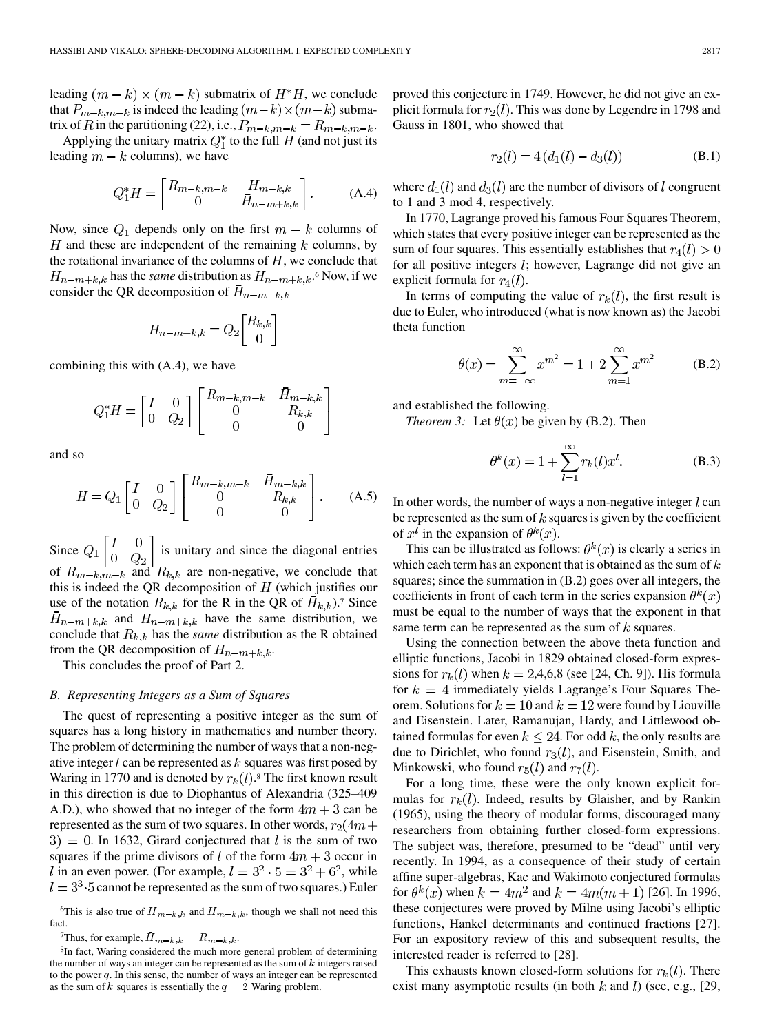leading $(m-k) \times (m-k)$ submatrix of $H^*H$, we conclude that $P_{m-k,m-k}$ is indeed the leading $(m-k)\times(m-k)$ submatrix of $R$ in the partitioning (22), i.e., $P_{m-k,m-k} = R_{m-k,m-k}$.

Applying the unitary matrix $Q_1^*$ to the full $H$ (and not just its leading $m-k$ columns), we have

$$Q_1^* H = \begin{bmatrix} R_{m-k,m-k} & \bar{H}_{m-k,k} \\ 0 & \bar{H}_{n-m+k,k} \end{bmatrix}. \tag{A.4}$$

Now, since $Q_1$ depends only on the first $m-k$ columns of $H$ and these are independent of the remaining $k$ columns, by the rotational invariance of the columns of $H$, we conclude that $\bar{H}_{n-m+k,k}$ has the *same* distribution as $H_{n-m+k,k}$.[6] Now, if we consider the QR decomposition of $\bar{H}_{n-m+k,k}$

$$\bar{H}_{n-m+k,k} = Q_2 \begin{bmatrix} R_{k,k} \\ 0 \end{bmatrix}$$

combining this with (A.4), we have

$$Q_1^* H = \begin{bmatrix} I & 0 \\ 0 & Q_2 \end{bmatrix} \begin{bmatrix} R_{m-k,m-k} & \bar{H}_{m-k,k} \\ 0 & R_{k,k} \\ 0 & 0 \end{bmatrix}$$

and so

$$H = Q_1 \begin{bmatrix} I & 0 \\ 0 & Q_2 \end{bmatrix} \begin{bmatrix} R_{m-k,m-k} & \bar{H}_{m-k,k} \\ 0 & R_{k,k} \\ 0 & 0 \end{bmatrix}. \tag{A.5}$$

Since $Q_1 \begin{bmatrix} I & 0 \\ 0 & Q_2 \end{bmatrix}$ is unitary and since the diagonal entries of $R_{m-k,m-k}$ and $R_{k,k}$ are non-negative, we conclude that this is indeed the QR decomposition of $H$ (which justifies our use of the notation $R_{k,k}$ for the R in the QR of $\bar{H}_{k,k}$).[7] Since $\bar{H}_{n-m+k,k}$ and $H_{n-m+k,k}$ have the same distribution, we conclude that $R_{k,k}$ has the *same* distribution as the R obtained from the QR decomposition of $H_{n-m+k,k}$.

This concludes the proof of Part 2.

### B. Representing Integers as a Sum of Squares

The quest of representing a positive integer as the sum of squares has a long history in mathematics and number theory. The problem of determining the number of ways that a non-negative integer $l$ can be represented as $k$ squares was first posed by Waring in 1770 and is denoted by $r_k(l)$.[8] The first known result in this direction is due to Diophantus of Alexandria (325–409 A.D.), who showed that no integer of the form $4m+3$ can be represented as the sum of two squares. In other words, $r_2(4m+3) = 0$. In 1632, Girard conjectured that $l$ is the sum of two squares if the prime divisors of $l$ of the form $4m+3$ occur in $l$ in an even power. (For example, $l = 3^2 \cdot 5 = 3^2 + 6^2$, while $l = 3^3 \cdot 5$ cannot be represented as the sum of two squares.) Euler proved this conjecture in 1749. However, he did not give an explicit formula for $r_2(l)$. This was done by Legendre in 1798 and Gauss in 1801, who showed that

$$r_2(l) = 4\,(d_1(l) - d_3(l)) \tag{B.1}$$

where $d_1(l)$ and $d_3(l)$ are the number of divisors of $l$ congruent to 1 and 3 mod 4, respectively.

In 1770, Lagrange proved his famous Four Squares Theorem, which states that every positive integer can be represented as the sum of four squares. This essentially establishes that $r_4(l) > 0$ for all positive integers $l$; however, Lagrange did not give an explicit formula for $r_4(l)$.

In terms of computing the value of $r_k(l)$, the first result is due to Euler, who introduced (what is now known as) the Jacobi theta function

$$\theta(x) = \sum_{m=-\infty}^{\infty} x^{m^2} = 1 + 2\sum_{m=1}^{\infty} x^{m^2} \tag{B.2}$$

and established the following.

*Theorem 3:* Let $\theta(x)$ be given by (B.2). Then

$$\theta^k(x) = 1 + \sum_{l=1}^{\infty} r_k(l) x^l. \tag{B.3}$$

In other words, the number of ways a non-negative integer $l$ can be represented as the sum of $k$ squares is given by the coefficient of $x^l$ in the expansion of $\theta^k(x)$.

This can be illustrated as follows: $\theta^k(x)$ is clearly a series in which each term has an exponent that is obtained as the sum of $k$ squares; since the summation in (B.2) goes over all integers, the coefficients in front of each term in the series expansion $\theta^k(x)$ must be equal to the number of ways that the exponent in that same term can be represented as the sum of $k$ squares.

Using the connection between the above theta function and elliptic functions, Jacobi in 1829 obtained closed-form expressions for $r_k(l)$ when $k = 2,4,6,8$ (see [24, Ch. 9]). His formula for $k = 4$ immediately yields Lagrange's Four Squares Theorem. Solutions for $k = 10$ and $k = 12$ were found by Liouville and Eisenstein. Later, Ramanujan, Hardy, and Littlewood obtained formulas for even $k \leq 24$. For odd $k$, the only results are due to Dirichlet, who found $r_3(l)$, and Eisenstein, Smith, and Minkowski, who found $r_5(l)$ and $r_7(l)$.

For a long time, these were the only known explicit formulas for $r_k(l)$. Indeed, results by Glaisher, and by Rankin (1965), using the theory of modular forms, discouraged many researchers from obtaining further closed-form expressions. The subject was, therefore, presumed to be "dead" until very recently. In 1994, as a consequence of their study of certain affine super-algebras, Kac and Wakimoto conjectured formulas for $\theta^k(x)$ when $k = 4m^2$ and $k = 4m(m+1)$ [26]. In 1996, these conjectures were proved by Milne using Jacobi's elliptic functions, Hankel determinants and continued fractions [27]. For an expository review of this and subsequent results, the interested reader is referred to [28].

This exhausts known closed-form solutions for $r_k(l)$. There exist many asymptotic results (in both $k$ and $l$) (see, e.g., [29,

---

[6] This is also true of $\bar{H}_{m-k,k}$ and $H_{m-k,k}$, though we shall not need this fact.

[7] Thus, for example, $\bar{H}_{m-k,k} = R_{m-k,k}$.

[8] In fact, Waring considered the much more general problem of determining the number of ways an integer can be represented as the sum of $k$ integers raised to the power $q$. In this sense, the number of ways an integer can be represented as the sum of $k$ squares is essentially the $q = 2$ Waring problem.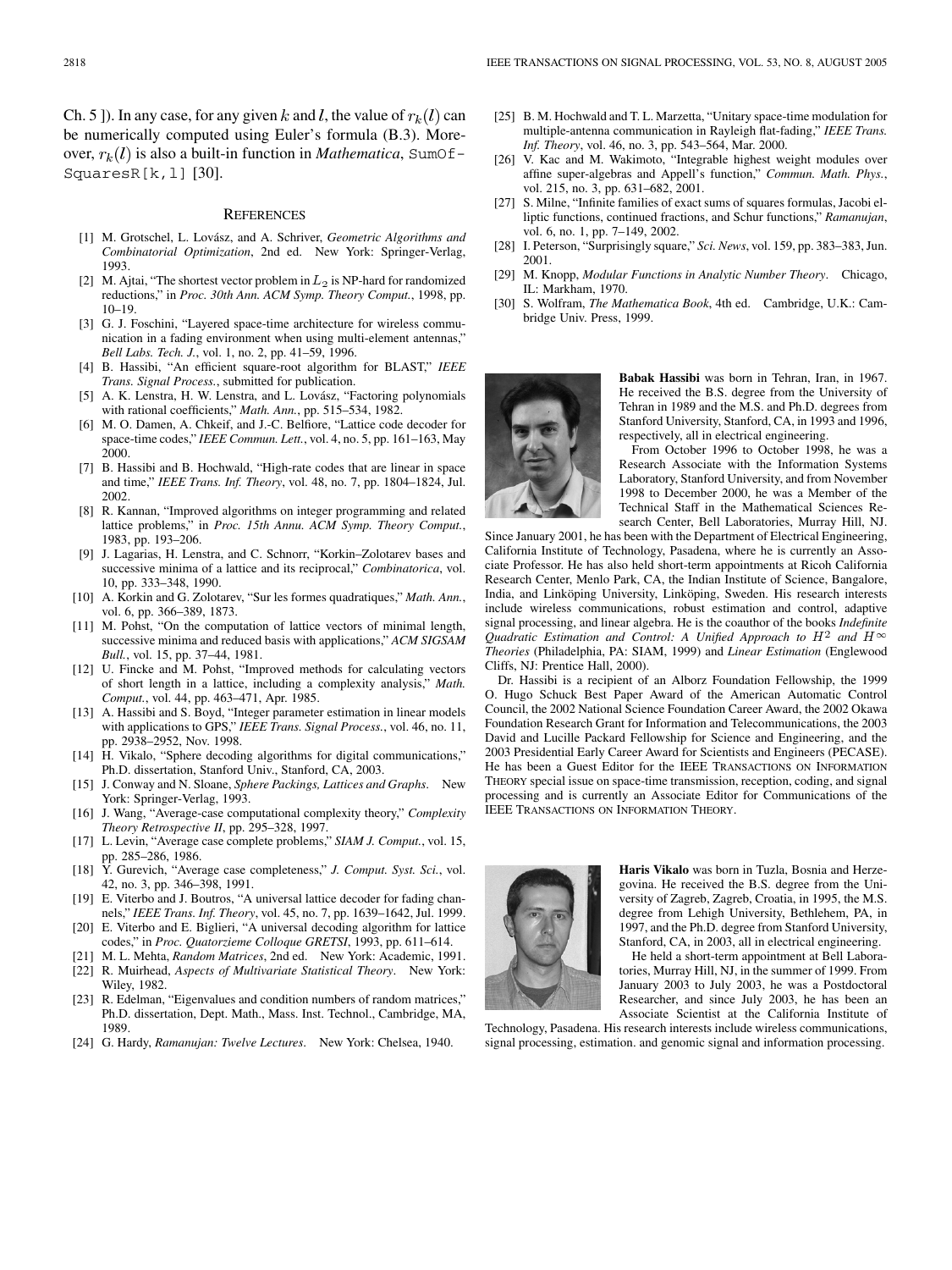Ch. 5 ]). In any case, for any given $k$ and $l$, the value of $r_k(l)$ can be numerically computed using Euler's formula (B.3). Moreover, $r_k(l)$ is also a built-in function in *Mathematica*, `SumOfSquaresR[k,l]` [30].

## References

[1] M. Grotschel, L. Lovász, and A. Schriver, *Geometric Algorithms and Combinatorial Optimization*, 2nd ed. New York: Springer-Verlag, 1993.

[2] M. Ajtai, "The shortest vector problem in $L_2$ is NP-hard for randomized reductions," in *Proc. 30th Ann. ACM Symp. Theory Comput.*, 1998, pp. 10–19.

[3] G. J. Foschini, "Layered space-time architecture for wireless communication in a fading environment when using multi-element antennas," *Bell Labs. Tech. J.*, vol. 1, no. 2, pp. 41–59, 1996.

[4] B. Hassibi, "An efficient square-root algorithm for BLAST," *IEEE Trans. Signal Process.*, submitted for publication.

[5] A. K. Lenstra, H. W. Lenstra, and L. Lovász, "Factoring polynomials with rational coefficients," *Math. Ann.*, pp. 515–534, 1982.

[6] M. O. Damen, A. Chkeif, and J.-C. Belfiore, "Lattice code decoder for space-time codes," *IEEE Commun. Lett.*, vol. 4, no. 5, pp. 161–163, May 2000.

[7] B. Hassibi and B. Hochwald, "High-rate codes that are linear in space and time," *IEEE Trans. Inf. Theory*, vol. 48, no. 7, pp. 1804–1824, Jul. 2002.

[8] R. Kannan, "Improved algorithms on integer programming and related lattice problems," in *Proc. 15th Annu. ACM Symp. Theory Comput.*, 1983, pp. 193–206.

[9] J. Lagarias, H. Lenstra, and C. Schnorr, "Korkin–Zolotarev bases and successive minima of a lattice and its reciprocal," *Combinatorica*, vol. 10, pp. 333–348, 1990.

[10] A. Korkin and G. Zolotarev, "Sur les formes quadratiques," *Math. Ann.*, vol. 6, pp. 366–389, 1873.

[11] M. Pohst, "On the computation of lattice vectors of minimal length, successive minima and reduced basis with applications," *ACM SIGSAM Bull.*, vol. 15, pp. 37–44, 1981.

[12] U. Fincke and M. Pohst, "Improved methods for calculating vectors of short length in a lattice, including a complexity analysis," *Math. Comput.*, vol. 44, pp. 463–471, Apr. 1985.

[13] A. Hassibi and S. Boyd, "Integer parameter estimation in linear models with applications to GPS," *IEEE Trans. Signal Process.*, vol. 46, no. 11, pp. 2938–2952, Nov. 1998.

[14] H. Vikalo, "Sphere decoding algorithms for digital communications," Ph.D. dissertation, Stanford Univ., Stanford, CA, 2003.

[15] J. Conway and N. Sloane, *Sphere Packings, Lattices and Graphs*. New York: Springer-Verlag, 1993.

[16] J. Wang, "Average-case computational complexity theory," *Complexity Theory Retrospective II*, pp. 295–328, 1997.

[17] L. Levin, "Average case complete problems," *SIAM J. Comput.*, vol. 15, pp. 285–286, 1986.

[18] Y. Gurevich, "Average case completeness," *J. Comput. Syst. Sci.*, vol. 42, no. 3, pp. 346–398, 1991.

[19] E. Viterbo and J. Boutros, "A universal lattice decoder for fading channels," *IEEE Trans. Inf. Theory*, vol. 45, no. 7, pp. 1639–1642, Jul. 1999.

[20] E. Viterbo and E. Biglieri, "A universal decoding algorithm for lattice codes," in *Proc. Quatorzieme Colloque GRETSI*, 1993, pp. 611–614.

[21] M. L. Mehta, *Random Matrices*, 2nd ed. New York: Academic, 1991.

[22] R. Muirhead, *Aspects of Multivariate Statistical Theory*. New York: Wiley, 1982.

[23] R. Edelman, "Eigenvalues and condition numbers of random matrices," Ph.D. dissertation, Dept. Math., Mass. Inst. Technol., Cambridge, MA, 1989.

[24] G. Hardy, *Ramanujan: Twelve Lectures*. New York: Chelsea, 1940.

[25] B. M. Hochwald and T. L. Marzetta, "Unitary space-time modulation for multiple-antenna communication in Rayleigh flat-fading," *IEEE Trans. Inf. Theory*, vol. 46, no. 3, pp. 543–564, Mar. 2000.

[26] V. Kac and M. Wakimoto, "Integrable highest weight modules over affine super-algebras and Appell's function," *Commun. Math. Phys.*, vol. 215, no. 3, pp. 631–682, 2001.

[27] S. Milne, "Infinite families of exact sums of squares formulas, Jacobi elliptic functions, continued fractions, and Schur functions," *Ramanujan*, vol. 6, no. 1, pp. 7–149, 2002.

[28] I. Peterson, "Surprisingly square," *Sci. News*, vol. 159, pp. 383–383, Jun. 2001.

[29] M. Knopp, *Modular Functions in Analytic Number Theory*. Chicago, IL: Markham, 1970.

[30] S. Wolfram, *The Mathematica Book*, 4th ed. Cambridge, U.K.: Cambridge Univ. Press, 1999.

**Babak Hassibi** was born in Tehran, Iran, in 1967. He received the B.S. degree from the University of Tehran in 1989 and the M.S. and Ph.D. degrees from Stanford University, Stanford, CA, in 1993 and 1996, respectively, all in electrical engineering.

From October 1996 to October 1998, he was a Research Associate with the Information Systems Laboratory, Stanford University, and from November 1998 to December 2000, he was a Member of the Technical Staff in the Mathematical Sciences Research Center, Bell Laboratories, Murray Hill, NJ. Since January 2001, he has been with the Department of Electrical Engineering, California Institute of Technology, Pasadena, where he is currently an Associate Professor. He has also held short-term appointments at Ricoh California Research Center, Menlo Park, CA, the Indian Institute of Science, Bangalore, India, and Linköping University, Linköping, Sweden. His research interests include wireless communications, robust estimation and control, adaptive signal processing, and linear algebra. He is the coauthor of the books *Indefinite Quadratic Estimation and Control: A Unified Approach to $H^2$ and $H^\infty$ Theories* (Philadelphia, PA: SIAM, 1999) and *Linear Estimation* (Englewood Cliffs, NJ: Prentice Hall, 2000).

Dr. Hassibi is a recipient of an Alborz Foundation Fellowship, the 1999 O. Hugo Schuck Best Paper Award of the American Automatic Control Council, the 2002 National Science Foundation Career Award, the 2002 Okawa Foundation Research Grant for Information and Telecommunications, the 2003 David and Lucille Packard Fellowship for Science and Engineering, and the 2003 Presidential Early Career Award for Scientists and Engineers (PECASE). He has been a Guest Editor for the IEEE Transactions on Information Theory special issue on space-time transmission, reception, coding, and signal processing and is currently an Associate Editor for Communications of the IEEE Transactions on Information Theory.

**Haris Vikalo** was born in Tuzla, Bosnia and Herzegovina. He received the B.S. degree from the University of Zagreb, Zagreb, Croatia, in 1995, the M.S. degree from Lehigh University, Bethlehem, PA, in 1997, and the Ph.D. degree from Stanford University, Stanford, CA, in 2003, all in electrical engineering.

He held a short-term appointment at Bell Laboratories, Murray Hill, NJ, in the summer of 1999. From January 2003 to July 2003, he was a Postdoctoral Researcher, and since July 2003, he has been an Associate Scientist at the California Institute of Technology, Pasadena. His research interests include wireless communications, signal processing, estimation. and genomic signal and information processing.